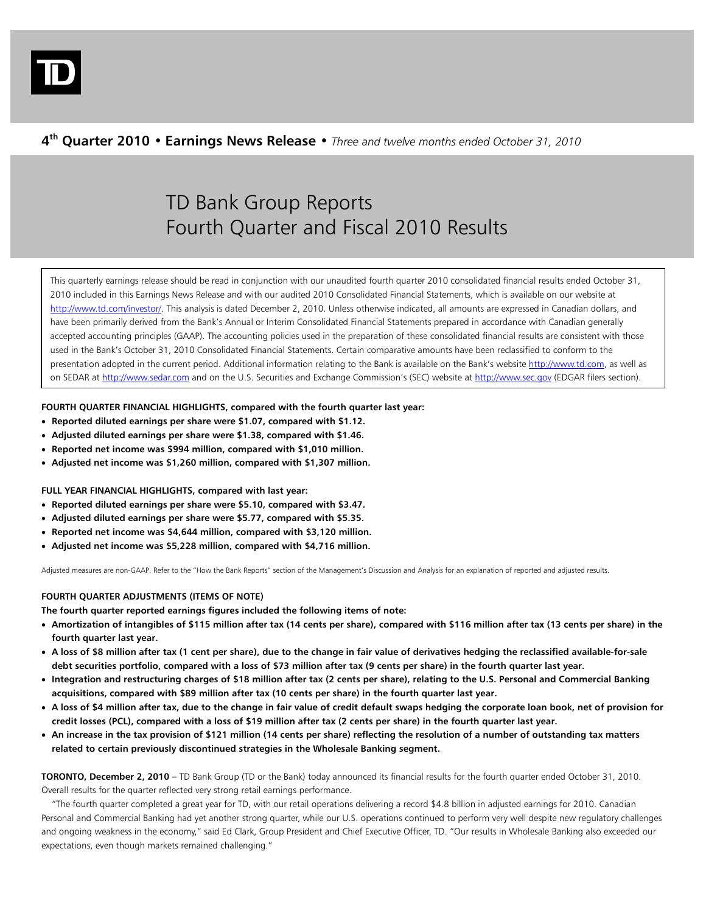**4th Quarter 2010 • Earnings News Release •** *Three and twelve months ended October 31, 2010*

# TD Bank Group Reports Fourth Quarter and Fiscal 2010 Results

This quarterly earnings release should be read in conjunction with our unaudited fourth quarter 2010 consolidated financial results ended October 31, 2010 included in this Earnings News Release and with our audited 2010 Consolidated Financial Statements, which is available on our website at http://www.td.com/investor/. This analysis is dated December 2, 2010. Unless otherwise indicated, all amounts are expressed in Canadian dollars, and have been primarily derived from the Bank's Annual or Interim Consolidated Financial Statements prepared in accordance with Canadian generally accepted accounting principles (GAAP). The accounting policies used in the preparation of these consolidated financial results are consistent with those used in the Bank's October 31, 2010 Consolidated Financial Statements. Certain comparative amounts have been reclassified to conform to the presentation adopted in the current period. Additional information relating to the Bank is available on the Bank's website http://www.td.com, as well as on SEDAR at http://www.sedar.com and on the U.S. Securities and Exchange Commission's (SEC) website at http://www.sec.gov (EDGAR filers section).

**FOURTH QUARTER FINANCIAL HIGHLIGHTS, compared with the fourth quarter last year:**

- **Reported diluted earnings per share were $1.07, compared with $1.12.**
- **Adjusted diluted earnings per share were $1.38, compared with $1.46.**
- **Reported net income was $994 million, compared with $1,010 million.**
- **Adjusted net income was $1,260 million, compared with $1,307 million.**

**FULL YEAR FINANCIAL HIGHLIGHTS, compared with last year:**

- **Reported diluted earnings per share were $5.10, compared with $3.47.**
- **Adjusted diluted earnings per share were $5.77, compared with $5.35.**
- **Reported net income was $4,644 million, compared with $3,120 million.**
- **Adjusted net income was $5,228 million, compared with $4,716 million.**

Adjusted measures are non-GAAP. Refer to the "How the Bank Reports" section of the Management's Discussion and Analysis for an explanation of reported and adjusted results.

**FOURTH QUARTER ADJUSTMENTS (ITEMS OF NOTE)**

**The fourth quarter reported earnings figures included the following items of note:**

- **Amortization of intangibles of $115 million after tax (14 cents per share), compared with $116 million after tax (13 cents per share) in the fourth quarter last year.**
- **A loss of $8 million after tax (1 cent per share), due to the change in fair value of derivatives hedging the reclassified available-for-sale debt securities portfolio, compared with a loss of $73 million after tax (9 cents per share) in the fourth quarter last year.**
- **Integration and restructuring charges of $18 million after tax (2 cents per share), relating to the U.S. Personal and Commercial Banking acquisitions, compared with $89 million after tax (10 cents per share) in the fourth quarter last year.**
- **A loss of $4 million after tax, due to the change in fair value of credit default swaps hedging the corporate loan book, net of provision for credit losses (PCL), compared with a loss of $19 million after tax (2 cents per share) in the fourth quarter last year.**
- **An increase in the tax provision of $121 million (14 cents per share) reflecting the resolution of a number of outstanding tax matters related to certain previously discontinued strategies in the Wholesale Banking segment.**

**TORONTO, December 2, 2010 –** TD Bank Group (TD or the Bank) today announced its financial results for the fourth quarter ended October 31, 2010. Overall results for the quarter reflected very strong retail earnings performance.

"The fourth quarter completed a great year for TD, with our retail operations delivering a record $4.8 billion in adjusted earnings for 2010. Canadian Personal and Commercial Banking had yet another strong quarter, while our U.S. operations continued to perform very well despite new regulatory challenges and ongoing weakness in the economy," said Ed Clark, Group President and Chief Executive Officer, TD. "Our results in Wholesale Banking also exceeded our expectations, even though markets remained challenging."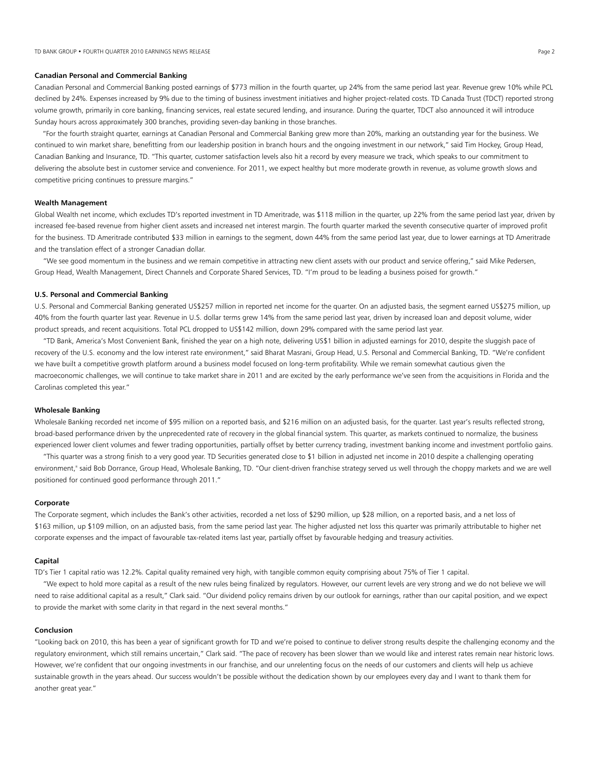### Canadian Personal and Commercial Banking

Canadian Personal and Commercial Banking posted earnings of $773 million in the fourth quarter, up 24% from the same period last year. Revenue grew 10% while PCL declined by 24%. Expenses increased by 9% due to the timing of business investment initiatives and higher project-related costs. TD Canada Trust (TDCT) reported strong volume growth, primarily in core banking, financing services, real estate secured lending, and insurance. During the quarter, TDCT also announced it will introduce Sunday hours across approximately 300 branches, providing seven-day banking in those branches.

"For the fourth straight quarter, earnings at Canadian Personal and Commercial Banking grew more than 20%, marking an outstanding year for the business. We continued to win market share, benefitting from our leadership position in branch hours and the ongoing investment in our network," said Tim Hockey, Group Head, Canadian Banking and Insurance, TD. "This quarter, customer satisfaction levels also hit a record by every measure we track, which speaks to our commitment to delivering the absolute best in customer service and convenience. For 2011, we expect healthy but more moderate growth in revenue, as volume growth slows and competitive pricing continues to pressure margins."

### Wealth Management

Global Wealth net income, which excludes TD's reported investment in TD Ameritrade, was $118 million in the quarter, up 22% from the same period last year, driven by increased fee-based revenue from higher client assets and increased net interest margin. The fourth quarter marked the seventh consecutive quarter of improved profit for the business. TD Ameritrade contributed $33 million in earnings to the segment, down 44% from the same period last year, due to lower earnings at TD Ameritrade and the translation effect of a stronger Canadian dollar.

"We see good momentum in the business and we remain competitive in attracting new client assets with our product and service offering," said Mike Pedersen, Group Head, Wealth Management, Direct Channels and Corporate Shared Services, TD. "I'm proud to be leading a business poised for growth."

### U.S. Personal and Commercial Banking

U.S. Personal and Commercial Banking generated US$257 million in reported net income for the quarter. On an adjusted basis, the segment earned US$275 million, up 40% from the fourth quarter last year. Revenue in U.S. dollar terms grew 14% from the same period last year, driven by increased loan and deposit volume, wider product spreads, and recent acquisitions. Total PCL dropped to US$142 million, down 29% compared with the same period last year.

"TD Bank, America's Most Convenient Bank, finished the year on a high note, delivering US$1 billion in adjusted earnings for 2010, despite the sluggish pace of recovery of the U.S. economy and the low interest rate environment," said Bharat Masrani, Group Head, U.S. Personal and Commercial Banking, TD. "We're confident we have built a competitive growth platform around a business model focused on long-term profitability. While we remain somewhat cautious given the macroeconomic challenges, we will continue to take market share in 2011 and are excited by the early performance we've seen from the acquisitions in Florida and the Carolinas completed this year."

### Wholesale Banking

Wholesale Banking recorded net income of $95 million on a reported basis, and $216 million on an adjusted basis, for the quarter. Last year's results reflected strong, broad-based performance driven by the unprecedented rate of recovery in the global financial system. This quarter, as markets continued to normalize, the business experienced lower client volumes and fewer trading opportunities, partially offset by better currency trading, investment banking income and investment portfolio gains.

"This quarter was a strong finish to a very good year. TD Securities generated close to $1 billion in adjusted net income in 2010 despite a challenging operating environment," said Bob Dorrance, Group Head, Wholesale Banking, TD. "Our client-driven franchise strategy served us well through the choppy markets and we are well positioned for continued good performance through 2011."

### Corporate

The Corporate segment, which includes the Bank's other activities, recorded a net loss of $290 million, up $28 million, on a reported basis, and a net loss of $163 million, up $109 million, on an adjusted basis, from the same period last year. The higher adjusted net loss this quarter was primarily attributable to higher net corporate expenses and the impact of favourable tax-related items last year, partially offset by favourable hedging and treasury activities.

### Capital

TD's Tier 1 capital ratio was 12.2%. Capital quality remained very high, with tangible common equity comprising about 75% of Tier 1 capital.

"We expect to hold more capital as a result of the new rules being finalized by regulators. However, our current levels are very strong and we do not believe we will need to raise additional capital as a result," Clark said. "Our dividend policy remains driven by our outlook for earnings, rather than our capital position, and we expect to provide the market with some clarity in that regard in the next several months."

### Conclusion

"Looking back on 2010, this has been a year of significant growth for TD and we're poised to continue to deliver strong results despite the challenging economy and the regulatory environment, which still remains uncertain," Clark said. "The pace of recovery has been slower than we would like and interest rates remain near historic lows. However, we're confident that our ongoing investments in our franchise, and our unrelenting focus on the needs of our customers and clients will help us achieve sustainable growth in the years ahead. Our success wouldn't be possible without the dedication shown by our employees every day and I want to thank them for another great year."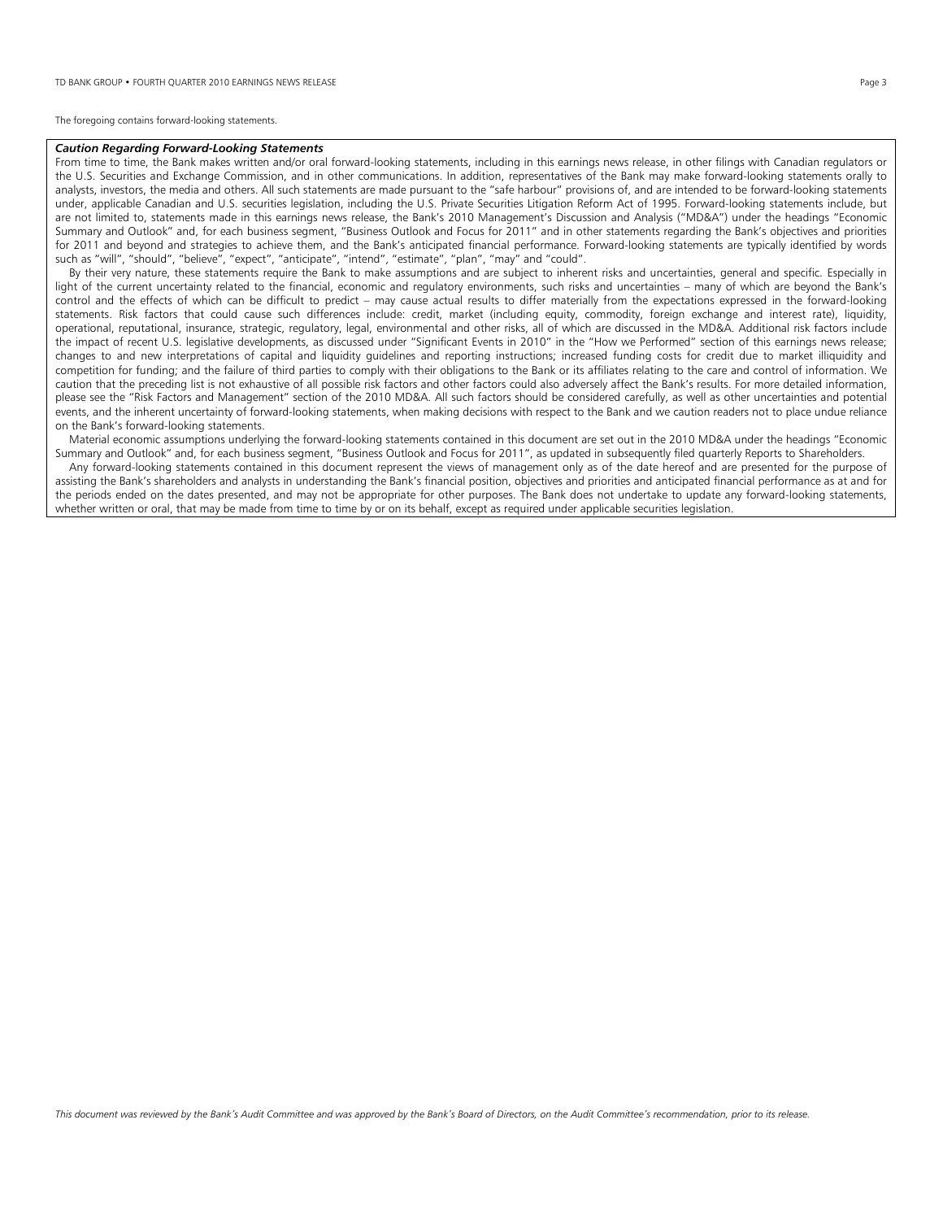The foregoing contains forward-looking statements.

***Caution Regarding Forward-Looking Statements***

From time to time, the Bank makes written and/or oral forward-looking statements, including in this earnings news release, in other filings with Canadian regulators or the U.S. Securities and Exchange Commission, and in other communications. In addition, representatives of the Bank may make forward-looking statements orally to analysts, investors, the media and others. All such statements are made pursuant to the "safe harbour" provisions of, and are intended to be forward-looking statements under, applicable Canadian and U.S. securities legislation, including the U.S. Private Securities Litigation Reform Act of 1995. Forward-looking statements include, but are not limited to, statements made in this earnings news release, the Bank's 2010 Management's Discussion and Analysis ("MD&A") under the headings "Economic Summary and Outlook" and, for each business segment, "Business Outlook and Focus for 2011" and in other statements regarding the Bank's objectives and priorities for 2011 and beyond and strategies to achieve them, and the Bank's anticipated financial performance. Forward-looking statements are typically identified by words such as "will", "should", "believe", "expect", "anticipate", "intend", "estimate", "plan", "may" and "could".

By their very nature, these statements require the Bank to make assumptions and are subject to inherent risks and uncertainties, general and specific. Especially in light of the current uncertainty related to the financial, economic and regulatory environments, such risks and uncertainties – many of which are beyond the Bank's control and the effects of which can be difficult to predict – may cause actual results to differ materially from the expectations expressed in the forward-looking statements. Risk factors that could cause such differences include: credit, market (including equity, commodity, foreign exchange and interest rate), liquidity, operational, reputational, insurance, strategic, regulatory, legal, environmental and other risks, all of which are discussed in the MD&A. Additional risk factors include the impact of recent U.S. legislative developments, as discussed under "Significant Events in 2010" in the "How we Performed" section of this earnings news release; changes to and new interpretations of capital and liquidity guidelines and reporting instructions; increased funding costs for credit due to market illiquidity and competition for funding; and the failure of third parties to comply with their obligations to the Bank or its affiliates relating to the care and control of information. We caution that the preceding list is not exhaustive of all possible risk factors and other factors could also adversely affect the Bank's results. For more detailed information, please see the "Risk Factors and Management" section of the 2010 MD&A. All such factors should be considered carefully, as well as other uncertainties and potential events, and the inherent uncertainty of forward-looking statements, when making decisions with respect to the Bank and we caution readers not to place undue reliance on the Bank's forward-looking statements.

Material economic assumptions underlying the forward-looking statements contained in this document are set out in the 2010 MD&A under the headings "Economic Summary and Outlook" and, for each business segment, "Business Outlook and Focus for 2011", as updated in subsequently filed quarterly Reports to Shareholders.

Any forward-looking statements contained in this document represent the views of management only as of the date hereof and are presented for the purpose of assisting the Bank's shareholders and analysts in understanding the Bank's financial position, objectives and priorities and anticipated financial performance as at and for the periods ended on the dates presented, and may not be appropriate for other purposes. The Bank does not undertake to update any forward-looking statements, whether written or oral, that may be made from time to time by or on its behalf, except as required under applicable securities legislation.

*This document was reviewed by the Bank's Audit Committee and was approved by the Bank's Board of Directors, on the Audit Committee's recommendation, prior to its release.*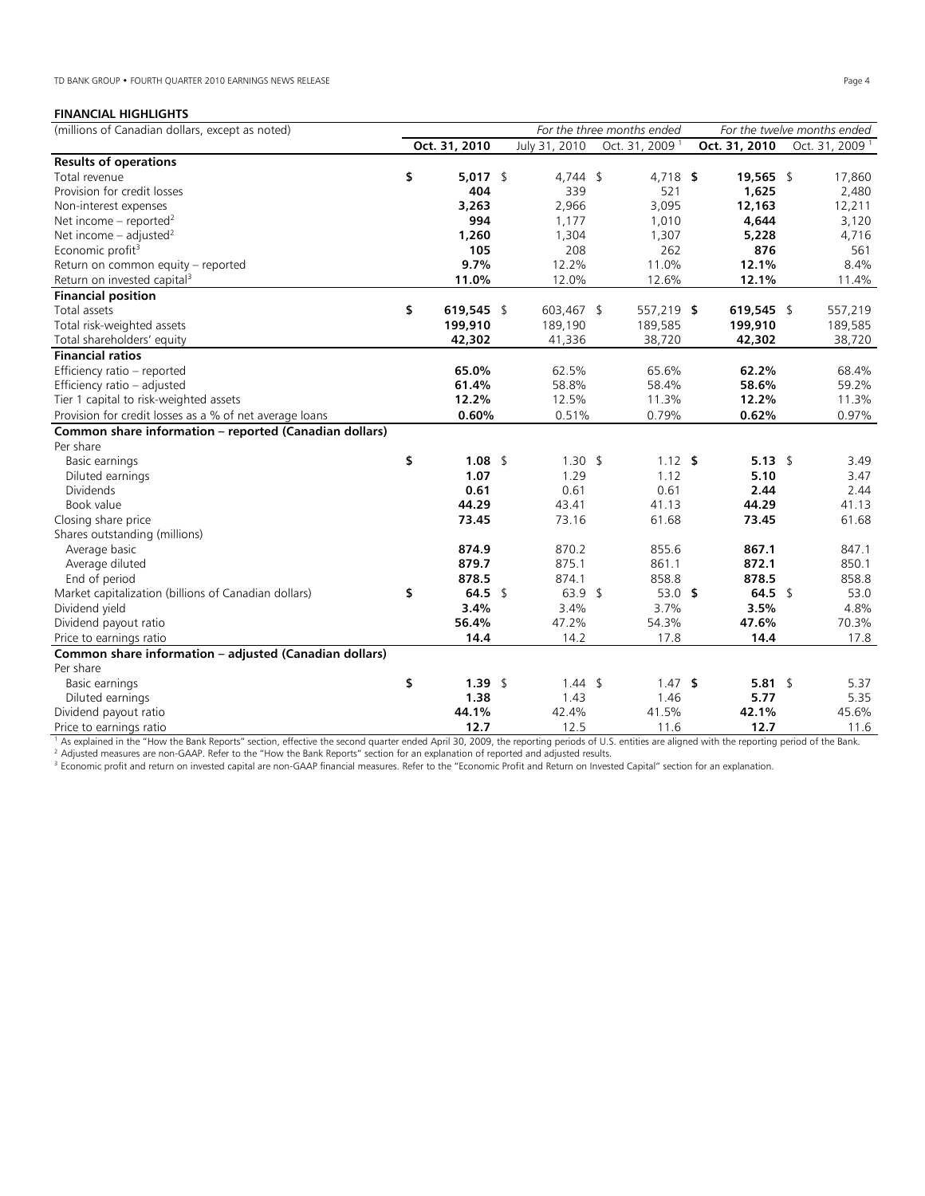**FINANCIAL HIGHLIGHTS**

| (millions of Canadian dollars, except as noted) | For the three months ended | | | For the twelve months ended | |
|---|---|---|---|---|---|
| | **Oct. 31, 2010** | July 31, 2010 | Oct. 31, 2009 [1] | **Oct. 31, 2010** | Oct. 31, 2009 [1] |
| **Results of operations** | | | | | |
| Total revenue | **$ 5,017** | $ 4,744 | $ 4,718 | **$ 19,565** | $ 17,860 |
| Provision for credit losses | **404** | 339 | 521 | **1,625** | 2,480 |
| Non-interest expenses | **3,263** | 2,966 | 3,095 | **12,163** | 12,211 |
| Net income – reported[2] | **994** | 1,177 | 1,010 | **4,644** | 3,120 |
| Net income – adjusted[2] | **1,260** | 1,304 | 1,307 | **5,228** | 4,716 |
| Economic profit[3] | **105** | 208 | 262 | **876** | 561 |
| Return on common equity – reported | **9.7%** | 12.2% | 11.0% | **12.1%** | 8.4% |
| Return on invested capital[3] | **11.0%** | 12.0% | 12.6% | **12.1%** | 11.4% |
| **Financial position** | | | | | |
| Total assets | **$ 619,545** | $ 603,467 | $ 557,219 | **$ 619,545** | $ 557,219 |
| Total risk-weighted assets | **199,910** | 189,190 | 189,585 | **199,910** | 189,585 |
| Total shareholders' equity | **42,302** | 41,336 | 38,720 | **42,302** | 38,720 |
| **Financial ratios** | | | | | |
| Efficiency ratio – reported | **65.0%** | 62.5% | 65.6% | **62.2%** | 68.4% |
| Efficiency ratio – adjusted | **61.4%** | 58.8% | 58.4% | **58.6%** | 59.2% |
| Tier 1 capital to risk-weighted assets | **12.2%** | 12.5% | 11.3% | **12.2%** | 11.3% |
| Provision for credit losses as a % of net average loans | **0.60%** | 0.51% | 0.79% | **0.62%** | 0.97% |
| **Common share information – reported (Canadian dollars)** | | | | | |
| Per share | | | | | |
| Basic earnings | **$ 1.08** | $ 1.30 | $ 1.12 | **$ 5.13** | $ 3.49 |
| Diluted earnings | **1.07** | 1.29 | 1.12 | **5.10** | 3.47 |
| Dividends | **0.61** | 0.61 | 0.61 | **2.44** | 2.44 |
| Book value | **44.29** | 43.41 | 41.13 | **44.29** | 41.13 |
| Closing share price | **73.45** | 73.16 | 61.68 | **73.45** | 61.68 |
| Shares outstanding (millions) | | | | | |
| Average basic | **874.9** | 870.2 | 855.6 | **867.1** | 847.1 |
| Average diluted | **879.7** | 875.1 | 861.1 | **872.1** | 850.1 |
| End of period | **878.5** | 874.1 | 858.8 | **878.5** | 858.8 |
| Market capitalization (billions of Canadian dollars) | **$ 64.5** | $ 63.9 | $ 53.0 | **$ 64.5** | $ 53.0 |
| Dividend yield | **3.4%** | 3.4% | 3.7% | **3.5%** | 4.8% |
| Dividend payout ratio | **56.4%** | 47.2% | 54.3% | **47.6%** | 70.3% |
| Price to earnings ratio | **14.4** | 14.2 | 17.8 | **14.4** | 17.8 |
| **Common share information – adjusted (Canadian dollars)** | | | | | |
| Per share | | | | | |
| Basic earnings | **$ 1.39** | $ 1.44 | $ 1.47 | **$ 5.81** | $ 5.37 |
| Diluted earnings | **1.38** | 1.43 | 1.46 | **5.77** | 5.35 |
| Dividend payout ratio | **44.1%** | 42.4% | 41.5% | **42.1%** | 45.6% |
| Price to earnings ratio | **12.7** | 12.5 | 11.6 | **12.7** | 11.6 |

[1] As explained in the "How the Bank Reports" section, effective the second quarter ended April 30, 2009, the reporting periods of U.S. entities are aligned with the reporting period of the Bank.

[2] Adjusted measures are non-GAAP. Refer to the "How the Bank Reports" section for an explanation of reported and adjusted results.

[3] Economic profit and return on invested capital are non-GAAP financial measures. Refer to the "Economic Profit and Return on Invested Capital" section for an explanation.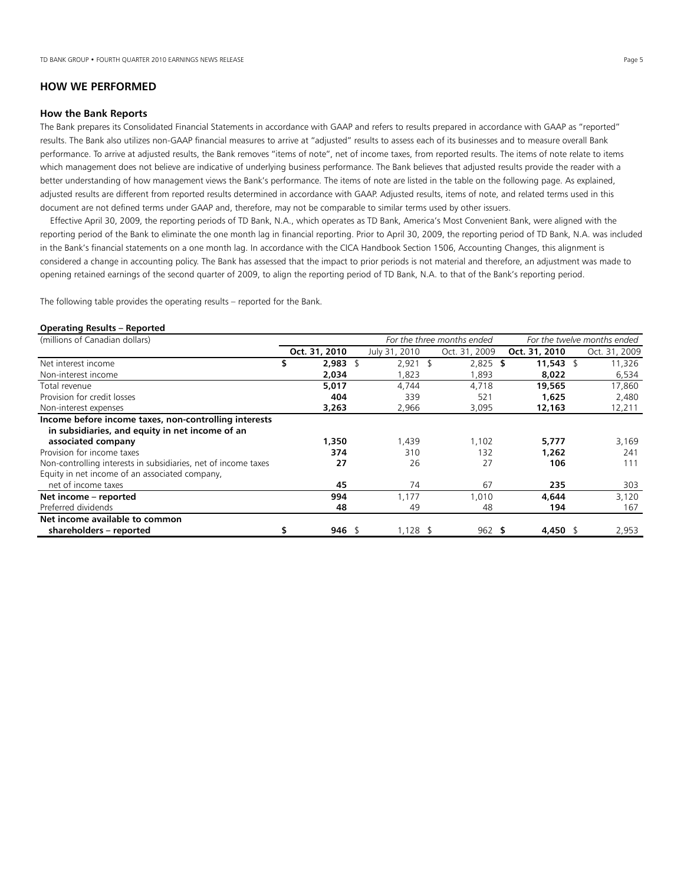## HOW WE PERFORMED

### How the Bank Reports

The Bank prepares its Consolidated Financial Statements in accordance with GAAP and refers to results prepared in accordance with GAAP as "reported" results. The Bank also utilizes non-GAAP financial measures to arrive at "adjusted" results to assess each of its businesses and to measure overall Bank performance. To arrive at adjusted results, the Bank removes "items of note", net of income taxes, from reported results. The items of note relate to items which management does not believe are indicative of underlying business performance. The Bank believes that adjusted results provide the reader with a better understanding of how management views the Bank's performance. The items of note are listed in the table on the following page. As explained, adjusted results are different from reported results determined in accordance with GAAP. Adjusted results, items of note, and related terms used in this document are not defined terms under GAAP and, therefore, may not be comparable to similar terms used by other issuers.

Effective April 30, 2009, the reporting periods of TD Bank, N.A., which operates as TD Bank, America's Most Convenient Bank, were aligned with the reporting period of the Bank to eliminate the one month lag in financial reporting. Prior to April 30, 2009, the reporting period of TD Bank, N.A. was included in the Bank's financial statements on a one month lag. In accordance with the CICA Handbook Section 1506, Accounting Changes, this alignment is considered a change in accounting policy. The Bank has assessed that the impact to prior periods is not material and therefore, an adjustment was made to opening retained earnings of the second quarter of 2009, to align the reporting period of TD Bank, N.A. to that of the Bank's reporting period.

The following table provides the operating results – reported for the Bank.

**Operating Results – Reported**

| (millions of Canadian dollars) | *For the three months ended* | | | *For the twelve months ended* | |
|---|---|---|---|---|---|
| | **Oct. 31, 2010** | July 31, 2010 | Oct. 31, 2009 | **Oct. 31, 2010** | Oct. 31, 2009 |
| Net interest income | **$ 2,983** | $ 2,921 | $ 2,825 | **$ 11,543** | $ 11,326 |
| Non-interest income | **2,034** | 1,823 | 1,893 | **8,022** | 6,534 |
| Total revenue | **5,017** | 4,744 | 4,718 | **19,565** | 17,860 |
| Provision for credit losses | **404** | 339 | 521 | **1,625** | 2,480 |
| Non-interest expenses | **3,263** | 2,966 | 3,095 | **12,163** | 12,211 |
| **Income before income taxes, non-controlling interests in subsidiaries, and equity in net income of an associated company** | **1,350** | 1,439 | 1,102 | **5,777** | 3,169 |
| Provision for income taxes | **374** | 310 | 132 | **1,262** | 241 |
| Non-controlling interests in subsidiaries, net of income taxes | **27** | 26 | 27 | **106** | 111 |
| Equity in net income of an associated company, net of income taxes | **45** | 74 | 67 | **235** | 303 |
| **Net income – reported** | **994** | 1,177 | 1,010 | **4,644** | 3,120 |
| Preferred dividends | **48** | 49 | 48 | **194** | 167 |
| **Net income available to common shareholders – reported** | **$ 946** | $ 1,128 | $ 962 | **$ 4,450** | $ 2,953 |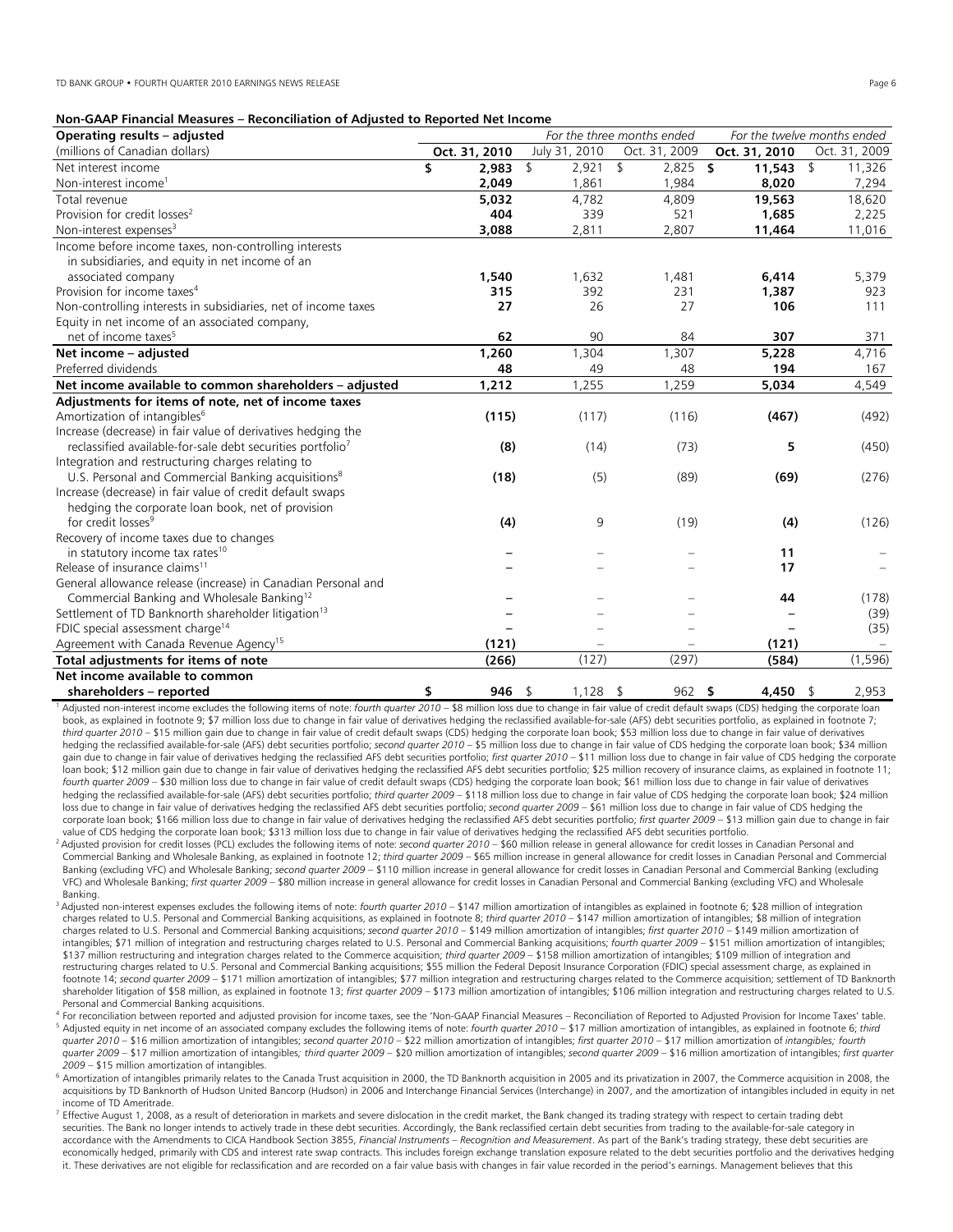**Non-GAAP Financial Measures – Reconciliation of Adjusted to Reported Net Income**

| Operating results – adjusted | For the three months ended | | | For the twelve months ended | |
|---|---|---|---|---|---|
| (millions of Canadian dollars) | **Oct. 31, 2010** | July 31, 2010 | Oct. 31, 2009 | **Oct. 31, 2010** | Oct. 31, 2009 |
| Net interest income | **$ 2,983** | $ 2,921 | $ 2,825 | **$ 11,543** | $ 11,326 |
| Non-interest income[1] | **2,049** | 1,861 | 1,984 | **8,020** | 7,294 |
| Total revenue | **5,032** | 4,782 | 4,809 | **19,563** | 18,620 |
| Provision for credit losses[2] | **404** | 339 | 521 | **1,685** | 2,225 |
| Non-interest expenses[3] | **3,088** | 2,811 | 2,807 | **11,464** | 11,016 |
| Income before income taxes, non-controlling interests in subsidiaries, and equity in net income of an associated company | **1,540** | 1,632 | 1,481 | **6,414** | 5,379 |
| Provision for income taxes[4] | **315** | 392 | 231 | **1,387** | 923 |
| Non-controlling interests in subsidiaries, net of income taxes | **27** | 26 | 27 | **106** | 111 |
| Equity in net income of an associated company, net of income taxes[5] | **62** | 90 | 84 | **307** | 371 |
| **Net income – adjusted** | **1,260** | 1,304 | 1,307 | **5,228** | 4,716 |
| Preferred dividends | **48** | 49 | 48 | **194** | 167 |
| **Net income available to common shareholders – adjusted** | **1,212** | 1,255 | 1,259 | **5,034** | 4,549 |
| **Adjustments for items of note, net of income taxes** | | | | | |
| Amortization of intangibles[6] | **(115)** | (117) | (116) | **(467)** | (492) |
| Increase (decrease) in fair value of derivatives hedging the reclassified available-for-sale debt securities portfolio[7] | **(8)** | (14) | (73) | **5** | (450) |
| Integration and restructuring charges relating to U.S. Personal and Commercial Banking acquisitions[8] | **(18)** | (5) | (89) | **(69)** | (276) |
| Increase (decrease) in fair value of credit default swaps hedging the corporate loan book, net of provision for credit losses[9] | **(4)** | 9 | (19) | **(4)** | (126) |
| Recovery of income taxes due to changes in statutory income tax rates[10] | **–** | – | – | **11** | – |
| Release of insurance claims[11] | **–** | – | – | **17** | – |
| General allowance release (increase) in Canadian Personal and Commercial Banking and Wholesale Banking[12] | **–** | – | – | **44** | (178) |
| Settlement of TD Banknorth shareholder litigation[13] | **–** | – | – | **–** | (39) |
| FDIC special assessment charge[14] | **–** | – | – | **–** | (35) |
| Agreement with Canada Revenue Agency[15] | **(121)** | – | – | **(121)** | – |
| **Total adjustments for items of note** | **(266)** | (127) | (297) | **(584)** | (1,596) |
| **Net income available to common shareholders – reported** | **$ 946** | $ 1,128 | $ 962 | **$ 4,450** | $ 2,953 |

[1] Adjusted non-interest income excludes the following items of note: *fourth quarter 2010* – $8 million loss due to change in fair value of credit default swaps (CDS) hedging the corporate loan book, as explained in footnote 9; $7 million loss due to change in fair value of derivatives hedging the reclassified available-for-sale (AFS) debt securities portfolio, as explained in footnote 7; *third quarter 2010* – $15 million gain due to change in fair value of credit default swaps (CDS) hedging the corporate loan book; $53 million loss due to change in fair value of derivatives hedging the reclassified available-for-sale (AFS) debt securities portfolio; *second quarter 2010* – $5 million loss due to change in fair value of CDS hedging the corporate loan book; $34 million gain due to change in fair value of derivatives hedging the reclassified AFS debt securities portfolio; *first quarter 2010* – $11 million loss due to change in fair value of CDS hedging the corporate loan book; $12 million gain due to change in fair value of derivatives hedging the reclassified AFS debt securities portfolio; $25 million recovery of insurance claims, as explained in footnote 11; *fourth quarter 2009* – $30 million loss due to change in fair value of credit default swaps (CDS) hedging the corporate loan book; $61 million loss due to change in fair value of derivatives hedging the reclassified available-for-sale (AFS) debt securities portfolio; *third quarter 2009* – $118 million loss due to change in fair value of CDS hedging the corporate loan book; $24 million loss due to change in fair value of derivatives hedging the reclassified AFS debt securities portfolio; *second quarter 2009* – $61 million loss due to change in fair value of CDS hedging the corporate loan book; $166 million loss due to change in fair value of derivatives hedging the reclassified AFS debt securities portfolio; *first quarter 2009* – $13 million gain due to change in fair value of CDS hedging the corporate loan book; $313 million loss due to change in fair value of derivatives hedging the reclassified AFS debt securities portfolio.

[2] Adjusted provision for credit losses (PCL) excludes the following items of note: *second quarter 2010* – $60 million release in general allowance for credit losses in Canadian Personal and Commercial Banking and Wholesale Banking, as explained in footnote 12; *third quarter 2009* – $65 million increase in general allowance for credit losses in Canadian Personal and Commercial Banking (excluding VFC) and Wholesale Banking; *second quarter 2009* – $110 million increase in general allowance for credit losses in Canadian Personal and Commercial Banking (excluding VFC) and Wholesale Banking; *first quarter 2009* – $80 million increase in general allowance for credit losses in Canadian Personal and Commercial Banking (excluding VFC) and Wholesale Banking.

[3] Adjusted non-interest expenses excludes the following items of note: *fourth quarter 2010* – $147 million amortization of intangibles as explained in footnote 6; $28 million of integration charges related to U.S. Personal and Commercial Banking acquisitions, as explained in footnote 8; *third quarter 2010* – $147 million amortization of intangibles; $8 million of integration charges related to U.S. Personal and Commercial Banking acquisitions; *second quarter 2010* – $149 million amortization of intangibles; *first quarter 2010* – $149 million amortization of intangibles; $71 million of integration and restructuring charges related to U.S. Personal and Commercial Banking acquisitions; *fourth quarter 2009* – $151 million amortization of intangibles; $137 million restructuring and integration charges related to the Commerce acquisition; *third quarter 2009* – $158 million amortization of intangibles; $109 million of integration and restructuring charges related to U.S. Personal and Commercial Banking acquisitions; $55 million the Federal Deposit Insurance Corporation (FDIC) special assessment charge, as explained in footnote 14; *second quarter 2009* – $171 million amortization of intangibles; $77 million integration and restructuring charges related to the Commerce acquisition; settlement of TD Banknorth shareholder litigation of $58 million, as explained in footnote 13; *first quarter 2009* – $173 million amortization of intangibles; $106 million integration and restructuring charges related to U.S. Personal and Commercial Banking acquisitions.

[4] For reconciliation between reported and adjusted provision for income taxes, see the 'Non-GAAP Financial Measures – Reconciliation of Reported to Adjusted Provision for Income Taxes' table.

[5] Adjusted equity in net income of an associated company excludes the following items of note: *fourth quarter 2010* – $17 million amortization of intangibles, as explained in footnote 6; *third quarter 2010* – $16 million amortization of intangibles; *second quarter 2010* – $22 million amortization of intangibles; *first quarter 2010* – $17 million amortization of intangibles; *fourth quarter 2009* – $17 million amortization of intangibles; *third quarter 2009* – $20 million amortization of intangibles; *second quarter 2009* – $16 million amortization of intangibles; *first quarter 2009* – $15 million amortization of intangibles.

[6] Amortization of intangibles primarily relates to the Canada Trust acquisition in 2000, the TD Banknorth acquisition in 2005 and its privatization in 2007, the Commerce acquisition in 2008, the acquisitions by TD Banknorth of Hudson United Bancorp (Hudson) in 2006 and Interchange Financial Services (Interchange) in 2007, and the amortization of intangibles included in equity in net income of TD Ameritrade.

[7] Effective August 1, 2008, as a result of deterioration in markets and severe dislocation in the credit market, the Bank changed its trading strategy with respect to certain trading debt securities. The Bank no longer intends to actively trade in these debt securities. Accordingly, the Bank reclassified certain debt securities from trading to the available-for-sale category in accordance with the Amendments to CICA Handbook Section 3855, *Financial Instruments – Recognition and Measurement*. As part of the Bank's trading strategy, these debt securities are economically hedged, primarily with CDS and interest rate swap contracts. This includes foreign exchange translation exposure related to the debt securities portfolio and the derivatives hedging it. These derivatives are not eligible for reclassification and are recorded on a fair value basis with changes in fair value recorded in the period's earnings. Management believes that this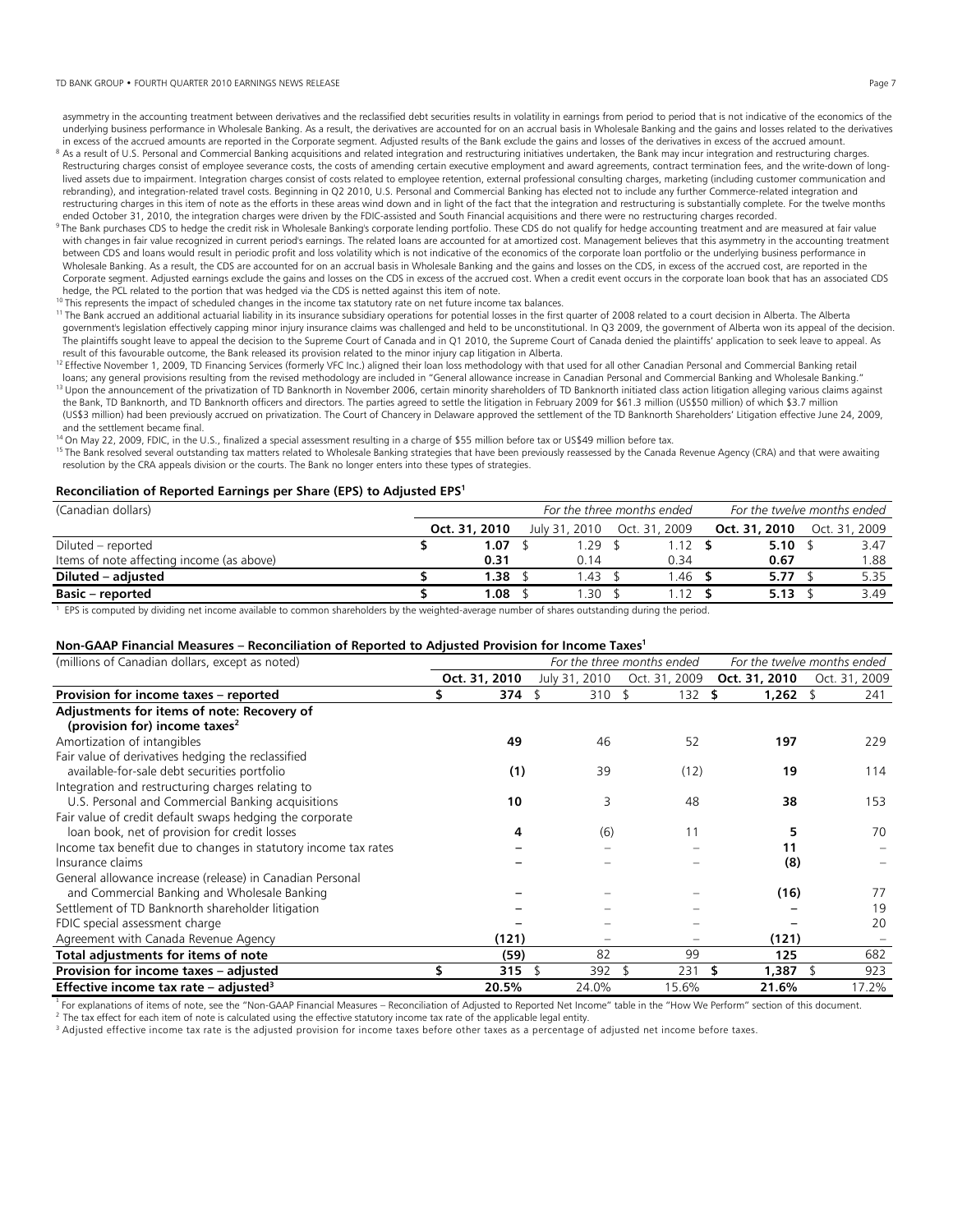asymmetry in the accounting treatment between derivatives and the reclassified debt securities results in volatility in earnings from period to period that is not indicative of the economics of the underlying business performance in Wholesale Banking. As a result, the derivatives are accounted for on an accrual basis in Wholesale Banking and the gains and losses related to the derivatives in excess of the accrued amounts are reported in the Corporate segment. Adjusted results of the Bank exclude the gains and losses of the derivatives in excess of the accrued amount.

[8] As a result of U.S. Personal and Commercial Banking acquisitions and related integration and restructuring initiatives undertaken, the Bank may incur integration and restructuring charges. Restructuring charges consist of employee severance costs, the costs of amending certain executive employment and award agreements, contract termination fees, and the write-down of long-lived assets due to impairment. Integration charges consist of costs related to employee retention, external professional consulting charges, marketing (including customer communication and rebranding), and integration-related travel costs. Beginning in Q2 2010, U.S. Personal and Commercial Banking has elected not to include any further Commerce-related integration and restructuring charges in this item of note as the efforts in these areas wind down and in light of the fact that the integration and restructuring is substantially complete. For the twelve months ended October 31, 2010, the integration charges were driven by the FDIC-assisted and South Financial acquisitions and there were no restructuring charges recorded.

[9] The Bank purchases CDS to hedge the credit risk in Wholesale Banking's corporate lending portfolio. These CDS do not qualify for hedge accounting treatment and are measured at fair value with changes in fair value recognized in current period's earnings. The related loans are accounted for at amortized cost. Management believes that this asymmetry in the accounting treatment between CDS and loans would result in periodic profit and loss volatility which is not indicative of the economics of the corporate loan portfolio or the underlying business performance in Wholesale Banking. As a result, the CDS are accounted for on an accrual basis in Wholesale Banking and the gains and losses on the CDS, in excess of the accrued cost, are reported in the Corporate segment. Adjusted earnings exclude the gains and losses on the CDS in excess of the accrued cost. When a credit event occurs in the corporate loan book that has an associated CDS hedge, the PCL related to the portion that was hedged via the CDS is netted against this item of note.

[10] This represents the impact of scheduled changes in the income tax statutory rate on net future income tax balances.

[11] The Bank accrued an additional actuarial liability in its insurance subsidiary operations for potential losses in the first quarter of 2008 related to a court decision in Alberta. The Alberta government's legislation effectively capping minor injury insurance claims was challenged and held to be unconstitutional. In Q3 2009, the government of Alberta won its appeal of the decision. The plaintiffs sought leave to appeal the decision to the Supreme Court of Canada and in Q1 2010, the Supreme Court of Canada denied the plaintiffs' application to seek leave to appeal. As result of this favourable outcome, the Bank released its provision related to the minor injury cap litigation in Alberta.

[12] Effective November 1, 2009, TD Financing Services (formerly VFC Inc.) aligned their loan loss methodology with that used for all other Canadian Personal and Commercial Banking retail loans; any general provisions resulting from the revised methodology are included in "General allowance increase in Canadian Personal and Commercial Banking and Wholesale Banking."

[13] Upon the announcement of the privatization of TD Banknorth in November 2006, certain minority shareholders of TD Banknorth initiated class action litigation alleging various claims against the Bank, TD Banknorth, and TD Banknorth officers and directors. The parties agreed to settle the litigation in February 2009 for $61.3 million (US$50 million) of which $3.7 million (US$3 million) had been previously accrued on privatization. The Court of Chancery in Delaware approved the settlement of the TD Banknorth Shareholders' Litigation effective June 24, 2009, and the settlement became final.

[14] On May 22, 2009, FDIC, in the U.S., finalized a special assessment resulting in a charge of $55 million before tax or US$49 million before tax.

[15] The Bank resolved several outstanding tax matters related to Wholesale Banking strategies that have been previously reassessed by the Canada Revenue Agency (CRA) and that were awaiting resolution by the CRA appeals division or the courts. The Bank no longer enters into these types of strategies.

**Reconciliation of Reported Earnings per Share (EPS) to Adjusted EPS[1]**

| (Canadian dollars) | *For the three months ended* | | | *For the twelve months ended* | |
|---|---|---|---|---|---|
| | **Oct. 31, 2010** | July 31, 2010 | Oct. 31, 2009 | **Oct. 31, 2010** | Oct. 31, 2009 |
| Diluted – reported | **$ 1.07** | $ 1.29 | $ 1.12 | **$ 5.10** | $ 3.47 |
| Items of note affecting income (as above) | **0.31** | 0.14 | 0.34 | **0.67** | 1.88 |
| **Diluted – adjusted** | **$ 1.38** | $ 1.43 | $ 1.46 | **$ 5.77** | $ 5.35 |
| **Basic – reported** | **$ 1.08** | $ 1.30 | $ 1.12 | **$ 5.13** | $ 3.49 |

[1] EPS is computed by dividing net income available to common shareholders by the weighted-average number of shares outstanding during the period.

**Non-GAAP Financial Measures – Reconciliation of Reported to Adjusted Provision for Income Taxes[1]**

| (millions of Canadian dollars, except as noted) | *For the three months ended* | | | *For the twelve months ended* | |
|---|---|---|---|---|---|
| | **Oct. 31, 2010** | July 31, 2010 | Oct. 31, 2009 | **Oct. 31, 2010** | Oct. 31, 2009 |
| **Provision for income taxes – reported** | **$ 374** | $ 310 | $ 132 | **$ 1,262** | $ 241 |
| **Adjustments for items of note: Recovery of (provision for) income taxes[2]** | | | | | |
| Amortization of intangibles | **49** | 46 | 52 | **197** | 229 |
| Fair value of derivatives hedging the reclassified available-for-sale debt securities portfolio | **(1)** | 39 | (12) | **19** | 114 |
| Integration and restructuring charges relating to U.S. Personal and Commercial Banking acquisitions | **10** | 3 | 48 | **38** | 153 |
| Fair value of credit default swaps hedging the corporate loan book, net of provision for credit losses | **4** | (6) | 11 | **5** | 70 |
| Income tax benefit due to changes in statutory income tax rates | **–** | – | – | **11** | – |
| Insurance claims | **–** | – | – | **(8)** | – |
| General allowance increase (release) in Canadian Personal and Commercial Banking and Wholesale Banking | **–** | – | – | **(16)** | 77 |
| Settlement of TD Banknorth shareholder litigation | **–** | – | – | **–** | 19 |
| FDIC special assessment charge | **–** | – | – | **–** | 20 |
| Agreement with Canada Revenue Agency | **(121)** | – | – | **(121)** | – |
| **Total adjustments for items of note** | **(59)** | 82 | 99 | **125** | 682 |
| **Provision for income taxes – adjusted** | **$ 315** | $ 392 | $ 231 | **$ 1,387** | $ 923 |
| **Effective income tax rate – adjusted[3]** | **20.5%** | 24.0% | 15.6% | **21.6%** | 17.2% |

[1] For explanations of items of note, see the "Non-GAAP Financial Measures – Reconciliation of Adjusted to Reported Net Income" table in the "How We Perform" section of this document.

[2] The tax effect for each item of note is calculated using the effective statutory income tax rate of the applicable legal entity.

[3] Adjusted effective income tax rate is the adjusted provision for income taxes before other taxes as a percentage of adjusted net income before taxes.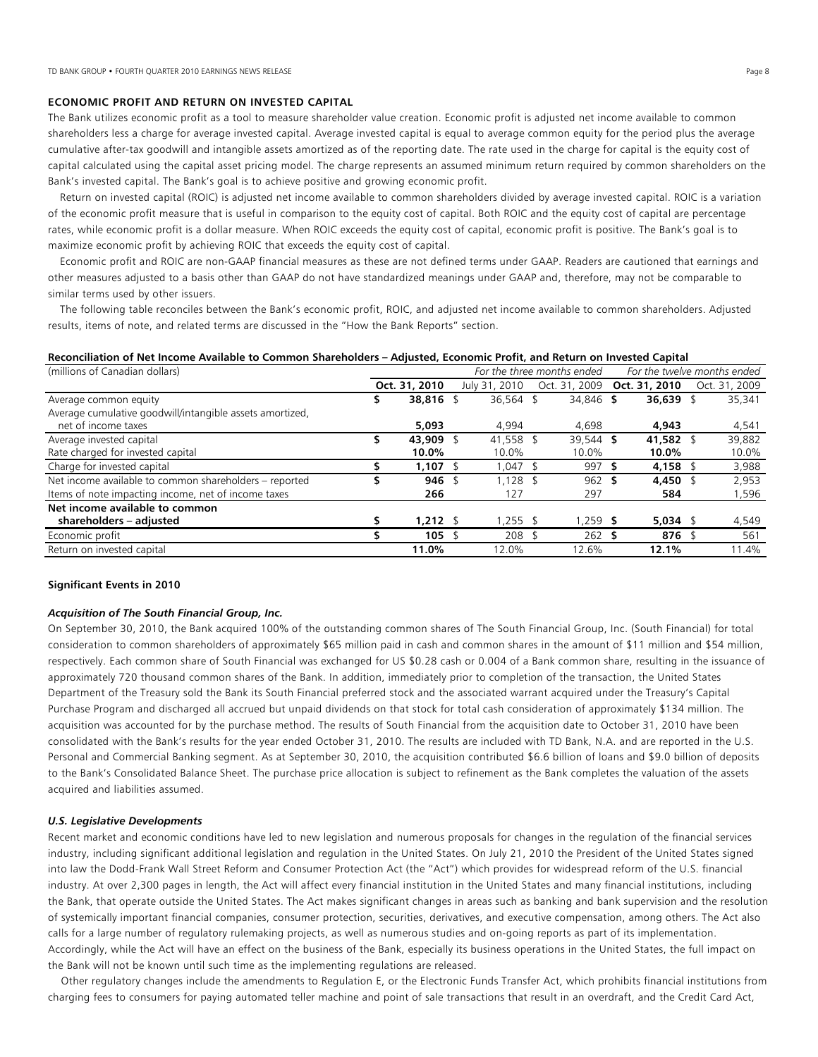## ECONOMIC PROFIT AND RETURN ON INVESTED CAPITAL

The Bank utilizes economic profit as a tool to measure shareholder value creation. Economic profit is adjusted net income available to common shareholders less a charge for average invested capital. Average invested capital is equal to average common equity for the period plus the average cumulative after-tax goodwill and intangible assets amortized as of the reporting date. The rate used in the charge for capital is the equity cost of capital calculated using the capital asset pricing model. The charge represents an assumed minimum return required by common shareholders on the Bank's invested capital. The Bank's goal is to achieve positive and growing economic profit.

Return on invested capital (ROIC) is adjusted net income available to common shareholders divided by average invested capital. ROIC is a variation of the economic profit measure that is useful in comparison to the equity cost of capital. Both ROIC and the equity cost of capital are percentage rates, while economic profit is a dollar measure. When ROIC exceeds the equity cost of capital, economic profit is positive. The Bank's goal is to maximize economic profit by achieving ROIC that exceeds the equity cost of capital.

Economic profit and ROIC are non-GAAP financial measures as these are not defined terms under GAAP. Readers are cautioned that earnings and other measures adjusted to a basis other than GAAP do not have standardized meanings under GAAP and, therefore, may not be comparable to similar terms used by other issuers.

The following table reconciles between the Bank's economic profit, ROIC, and adjusted net income available to common shareholders. Adjusted results, items of note, and related terms are discussed in the "How the Bank Reports" section.

**Reconciliation of Net Income Available to Common Shareholders – Adjusted, Economic Profit, and Return on Invested Capital**

| (millions of Canadian dollars) | *For the three months ended* | | | *For the twelve months ended* | |
|---|---|---|---|---|---|
| | **Oct. 31, 2010** | July 31, 2010 | Oct. 31, 2009 | **Oct. 31, 2010** | Oct. 31, 2009 |
| Average common equity | **$ 38,816** | $ 36,564 | $ 34,846 | **$ 36,639** | $ 35,341 |
| Average cumulative goodwill/intangible assets amortized, net of income taxes | **5,093** | 4,994 | 4,698 | **4,943** | 4,541 |
| Average invested capital | **$ 43,909** | $ 41,558 | $ 39,544 | **$ 41,582** | $ 39,882 |
| Rate charged for invested capital | **10.0%** | 10.0% | 10.0% | **10.0%** | 10.0% |
| Charge for invested capital | **$ 1,107** | $ 1,047 | $ 997 | **$ 4,158** | $ 3,988 |
| Net income available to common shareholders – reported | **$ 946** | $ 1,128 | $ 962 | **$ 4,450** | $ 2,953 |
| Items of note impacting income, net of income taxes | **266** | 127 | 297 | **584** | 1,596 |
| **Net income available to common shareholders – adjusted** | **$ 1,212** | $ 1,255 | $ 1,259 | **$ 5,034** | $ 4,549 |
| Economic profit | **$ 105** | $ 208 | $ 262 | **$ 876** | $ 561 |
| Return on invested capital | **11.0%** | 12.0% | 12.6% | **12.1%** | 11.4% |

### Significant Events in 2010

***Acquisition of The South Financial Group, Inc.***

On September 30, 2010, the Bank acquired 100% of the outstanding common shares of The South Financial Group, Inc. (South Financial) for total consideration to common shareholders of approximately $65 million paid in cash and common shares in the amount of $11 million and $54 million, respectively. Each common share of South Financial was exchanged for US $0.28 cash or 0.004 of a Bank common share, resulting in the issuance of approximately 720 thousand common shares of the Bank. In addition, immediately prior to completion of the transaction, the United States Department of the Treasury sold the Bank its South Financial preferred stock and the associated warrant acquired under the Treasury's Capital Purchase Program and discharged all accrued but unpaid dividends on that stock for total cash consideration of approximately $134 million. The acquisition was accounted for by the purchase method. The results of South Financial from the acquisition date to October 31, 2010 have been consolidated with the Bank's results for the year ended October 31, 2010. The results are included with TD Bank, N.A. and are reported in the U.S. Personal and Commercial Banking segment. As at September 30, 2010, the acquisition contributed $6.6 billion of loans and $9.0 billion of deposits to the Bank's Consolidated Balance Sheet. The purchase price allocation is subject to refinement as the Bank completes the valuation of the assets acquired and liabilities assumed.

***U.S. Legislative Developments***

Recent market and economic conditions have led to new legislation and numerous proposals for changes in the regulation of the financial services industry, including significant additional legislation and regulation in the United States. On July 21, 2010 the President of the United States signed into law the Dodd-Frank Wall Street Reform and Consumer Protection Act (the "Act") which provides for widespread reform of the U.S. financial industry. At over 2,300 pages in length, the Act will affect every financial institution in the United States and many financial institutions, including the Bank, that operate outside the United States. The Act makes significant changes in areas such as banking and bank supervision and the resolution of systemically important financial companies, consumer protection, securities, derivatives, and executive compensation, among others. The Act also calls for a large number of regulatory rulemaking projects, as well as numerous studies and on-going reports as part of its implementation. Accordingly, while the Act will have an effect on the business of the Bank, especially its business operations in the United States, the full impact on the Bank will not be known until such time as the implementing regulations are released.

Other regulatory changes include the amendments to Regulation E, or the Electronic Funds Transfer Act, which prohibits financial institutions from charging fees to consumers for paying automated teller machine and point of sale transactions that result in an overdraft, and the Credit Card Act,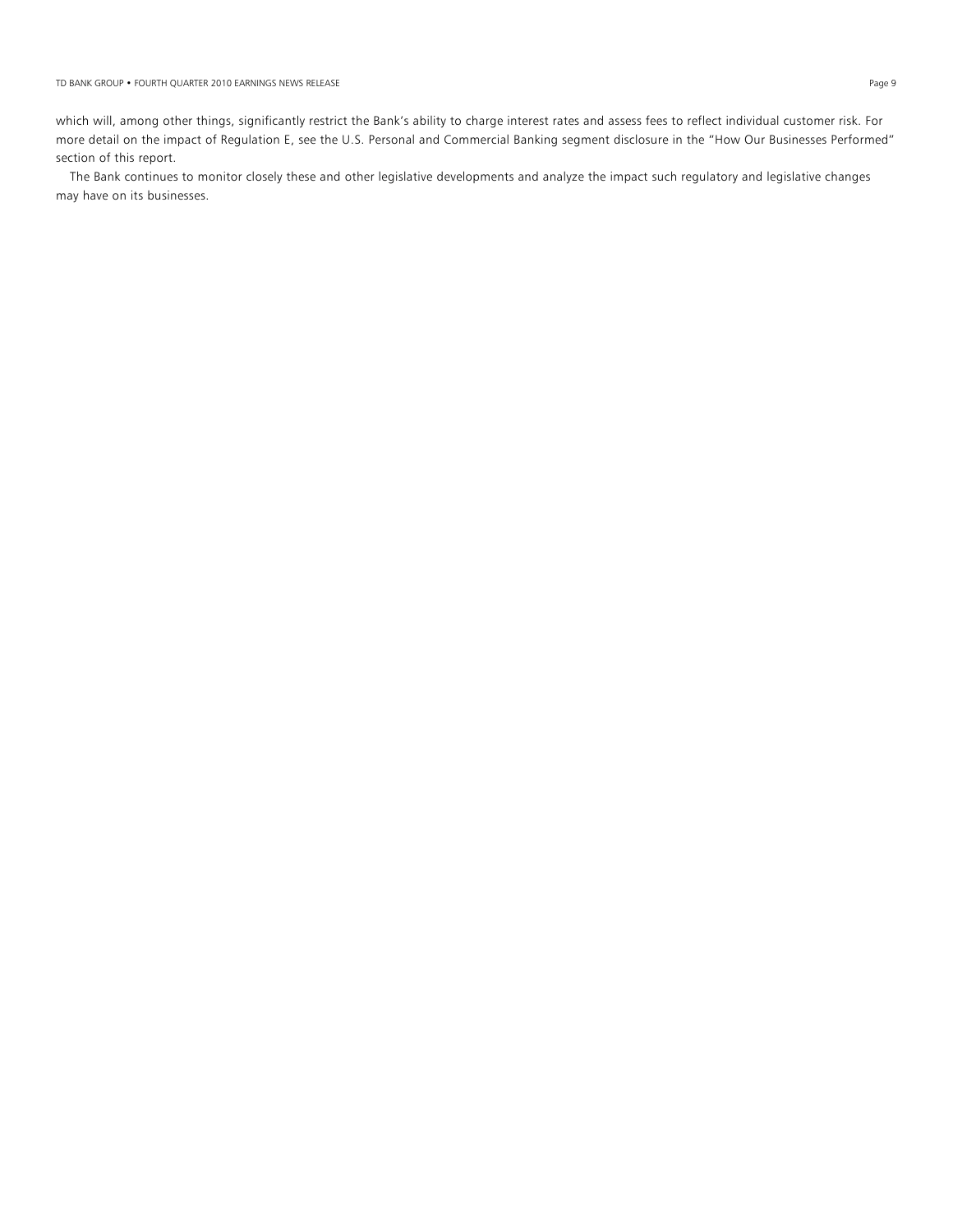which will, among other things, significantly restrict the Bank's ability to charge interest rates and assess fees to reflect individual customer risk. For more detail on the impact of Regulation E, see the U.S. Personal and Commercial Banking segment disclosure in the "How Our Businesses Performed" section of this report.

The Bank continues to monitor closely these and other legislative developments and analyze the impact such regulatory and legislative changes may have on its businesses.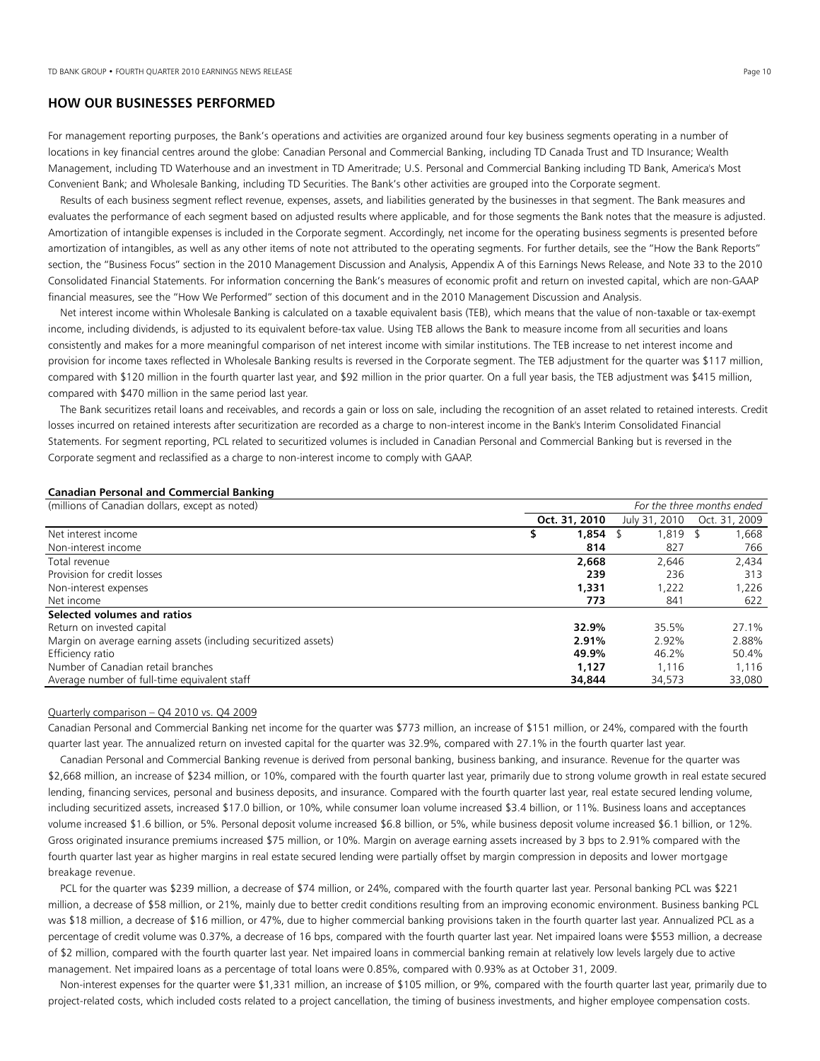## HOW OUR BUSINESSES PERFORMED

For management reporting purposes, the Bank's operations and activities are organized around four key business segments operating in a number of locations in key financial centres around the globe: Canadian Personal and Commercial Banking, including TD Canada Trust and TD Insurance; Wealth Management, including TD Waterhouse and an investment in TD Ameritrade; U.S. Personal and Commercial Banking including TD Bank, America's Most Convenient Bank; and Wholesale Banking, including TD Securities. The Bank's other activities are grouped into the Corporate segment.

Results of each business segment reflect revenue, expenses, assets, and liabilities generated by the businesses in that segment. The Bank measures and evaluates the performance of each segment based on adjusted results where applicable, and for those segments the Bank notes that the measure is adjusted. Amortization of intangible expenses is included in the Corporate segment. Accordingly, net income for the operating business segments is presented before amortization of intangibles, as well as any other items of note not attributed to the operating segments. For further details, see the "How the Bank Reports" section, the "Business Focus" section in the 2010 Management Discussion and Analysis, Appendix A of this Earnings News Release, and Note 33 to the 2010 Consolidated Financial Statements. For information concerning the Bank's measures of economic profit and return on invested capital, which are non-GAAP financial measures, see the "How We Performed" section of this document and in the 2010 Management Discussion and Analysis.

Net interest income within Wholesale Banking is calculated on a taxable equivalent basis (TEB), which means that the value of non-taxable or tax-exempt income, including dividends, is adjusted to its equivalent before-tax value. Using TEB allows the Bank to measure income from all securities and loans consistently and makes for a more meaningful comparison of net interest income with similar institutions. The TEB increase to net interest income and provision for income taxes reflected in Wholesale Banking results is reversed in the Corporate segment. The TEB adjustment for the quarter was $117 million, compared with $120 million in the fourth quarter last year, and $92 million in the prior quarter. On a full year basis, the TEB adjustment was $415 million, compared with $470 million in the same period last year.

The Bank securitizes retail loans and receivables, and records a gain or loss on sale, including the recognition of an asset related to retained interests. Credit losses incurred on retained interests after securitization are recorded as a charge to non-interest income in the Bank's Interim Consolidated Financial Statements. For segment reporting, PCL related to securitized volumes is included in Canadian Personal and Commercial Banking but is reversed in the Corporate segment and reclassified as a charge to non-interest income to comply with GAAP.

**Canadian Personal and Commercial Banking**

| (millions of Canadian dollars, except as noted) | *For the three months ended* | | |
|---|---|---|---|
| | **Oct. 31, 2010** | July 31, 2010 | Oct. 31, 2009 |
| Net interest income | **$ 1,854** | $ 1,819 | $ 1,668 |
| Non-interest income | **814** | 827 | 766 |
| Total revenue | **2,668** | 2,646 | 2,434 |
| Provision for credit losses | **239** | 236 | 313 |
| Non-interest expenses | **1,331** | 1,222 | 1,226 |
| Net income | **773** | 841 | 622 |
| **Selected volumes and ratios** | | | |
| Return on invested capital | **32.9%** | 35.5% | 27.1% |
| Margin on average earning assets (including securitized assets) | **2.91%** | 2.92% | 2.88% |
| Efficiency ratio | **49.9%** | 46.2% | 50.4% |
| Number of Canadian retail branches | **1,127** | 1,116 | 1,116 |
| Average number of full-time equivalent staff | **34,844** | 34,573 | 33,080 |

Quarterly comparison – Q4 2010 vs. Q4 2009

Canadian Personal and Commercial Banking net income for the quarter was $773 million, an increase of $151 million, or 24%, compared with the fourth quarter last year. The annualized return on invested capital for the quarter was 32.9%, compared with 27.1% in the fourth quarter last year.

Canadian Personal and Commercial Banking revenue is derived from personal banking, business banking, and insurance. Revenue for the quarter was $2,668 million, an increase of $234 million, or 10%, compared with the fourth quarter last year, primarily due to strong volume growth in real estate secured lending, financing services, personal and business deposits, and insurance. Compared with the fourth quarter last year, real estate secured lending volume, including securitized assets, increased $17.0 billion, or 10%, while consumer loan volume increased $3.4 billion, or 11%. Business loans and acceptances volume increased $1.6 billion, or 5%. Personal deposit volume increased $6.8 billion, or 5%, while business deposit volume increased $6.1 billion, or 12%. Gross originated insurance premiums increased $75 million, or 10%. Margin on average earning assets increased by 3 bps to 2.91% compared with the fourth quarter last year as higher margins in real estate secured lending were partially offset by margin compression in deposits and lower mortgage breakage revenue.

PCL for the quarter was $239 million, a decrease of $74 million, or 24%, compared with the fourth quarter last year. Personal banking PCL was $221 million, a decrease of $58 million, or 21%, mainly due to better credit conditions resulting from an improving economic environment. Business banking PCL was $18 million, a decrease of $16 million, or 47%, due to higher commercial banking provisions taken in the fourth quarter last year. Annualized PCL as a percentage of credit volume was 0.37%, a decrease of 16 bps, compared with the fourth quarter last year. Net impaired loans were $553 million, a decrease of $2 million, compared with the fourth quarter last year. Net impaired loans in commercial banking remain at relatively low levels largely due to active management. Net impaired loans as a percentage of total loans were 0.85%, compared with 0.93% as at October 31, 2009.

Non-interest expenses for the quarter were $1,331 million, an increase of $105 million, or 9%, compared with the fourth quarter last year, primarily due to project-related costs, which included costs related to a project cancellation, the timing of business investments, and higher employee compensation costs.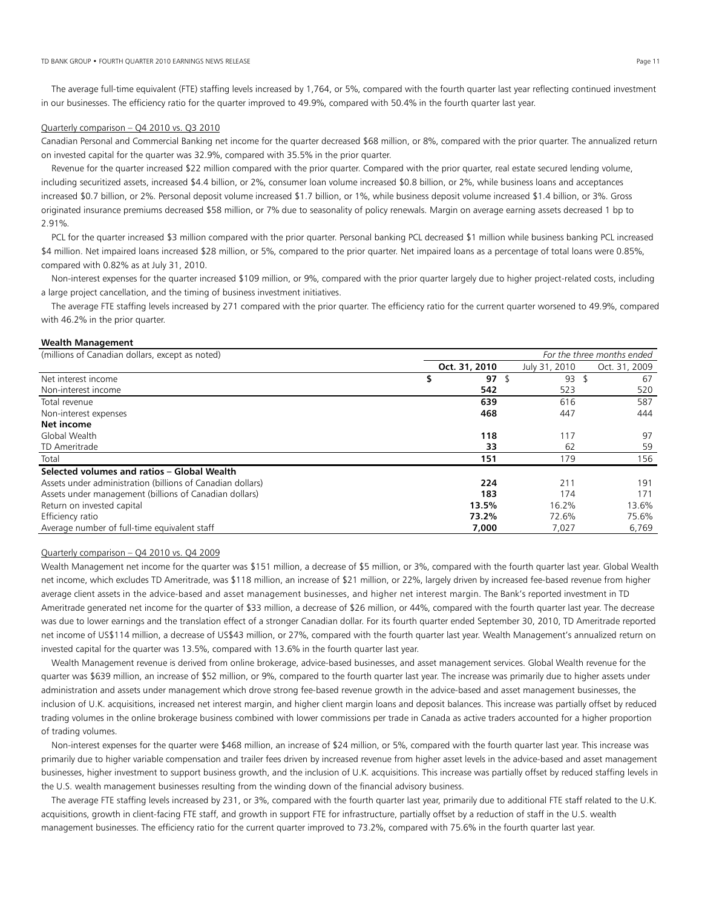The average full-time equivalent (FTE) staffing levels increased by 1,764, or 5%, compared with the fourth quarter last year reflecting continued investment in our businesses. The efficiency ratio for the quarter improved to 49.9%, compared with 50.4% in the fourth quarter last year.

Quarterly comparison – Q4 2010 vs. Q3 2010

Canadian Personal and Commercial Banking net income for the quarter decreased $68 million, or 8%, compared with the prior quarter. The annualized return on invested capital for the quarter was 32.9%, compared with 35.5% in the prior quarter.

Revenue for the quarter increased $22 million compared with the prior quarter. Compared with the prior quarter, real estate secured lending volume, including securitized assets, increased $4.4 billion, or 2%, consumer loan volume increased $0.8 billion, or 2%, while business loans and acceptances increased $0.7 billion, or 2%. Personal deposit volume increased $1.7 billion, or 1%, while business deposit volume increased $1.4 billion, or 3%. Gross originated insurance premiums decreased $58 million, or 7% due to seasonality of policy renewals. Margin on average earning assets decreased 1 bp to 2.91%.

PCL for the quarter increased $3 million compared with the prior quarter. Personal banking PCL decreased $1 million while business banking PCL increased $4 million. Net impaired loans increased $28 million, or 5%, compared to the prior quarter. Net impaired loans as a percentage of total loans were 0.85%, compared with 0.82% as at July 31, 2010.

Non-interest expenses for the quarter increased $109 million, or 9%, compared with the prior quarter largely due to higher project-related costs, including a large project cancellation, and the timing of business investment initiatives.

The average FTE staffing levels increased by 271 compared with the prior quarter. The efficiency ratio for the current quarter worsened to 49.9%, compared with 46.2% in the prior quarter.

**Wealth Management**

| (millions of Canadian dollars, except as noted) | *For the three months ended* | | |
|---|---|---|---|
| | **Oct. 31, 2010** | July 31, 2010 | Oct. 31, 2009 |
| Net interest income | **$ 97** | $ 93 | $ 67 |
| Non-interest income | **542** | 523 | 520 |
| Total revenue | **639** | 616 | 587 |
| Non-interest expenses | **468** | 447 | 444 |
| **Net income** | | | |
| Global Wealth | **118** | 117 | 97 |
| TD Ameritrade | **33** | 62 | 59 |
| Total | **151** | 179 | 156 |
| **Selected volumes and ratios – Global Wealth** | | | |
| Assets under administration (billions of Canadian dollars) | **224** | 211 | 191 |
| Assets under management (billions of Canadian dollars) | **183** | 174 | 171 |
| Return on invested capital | **13.5%** | 16.2% | 13.6% |
| Efficiency ratio | **73.2%** | 72.6% | 75.6% |
| Average number of full-time equivalent staff | **7,000** | 7,027 | 6,769 |

Quarterly comparison – Q4 2010 vs. Q4 2009

Wealth Management net income for the quarter was $151 million, a decrease of $5 million, or 3%, compared with the fourth quarter last year. Global Wealth net income, which excludes TD Ameritrade, was $118 million, an increase of $21 million, or 22%, largely driven by increased fee-based revenue from higher average client assets in the advice-based and asset management businesses, and higher net interest margin. The Bank's reported investment in TD Ameritrade generated net income for the quarter of $33 million, a decrease of $26 million, or 44%, compared with the fourth quarter last year. The decrease was due to lower earnings and the translation effect of a stronger Canadian dollar. For its fourth quarter ended September 30, 2010, TD Ameritrade reported net income of US$114 million, a decrease of US$43 million, or 27%, compared with the fourth quarter last year. Wealth Management's annualized return on invested capital for the quarter was 13.5%, compared with 13.6% in the fourth quarter last year.

Wealth Management revenue is derived from online brokerage, advice-based businesses, and asset management services. Global Wealth revenue for the quarter was $639 million, an increase of $52 million, or 9%, compared to the fourth quarter last year. The increase was primarily due to higher assets under administration and assets under management which drove strong fee-based revenue growth in the advice-based and asset management businesses, the inclusion of U.K. acquisitions, increased net interest margin, and higher client margin loans and deposit balances. This increase was partially offset by reduced trading volumes in the online brokerage business combined with lower commissions per trade in Canada as active traders accounted for a higher proportion of trading volumes.

Non-interest expenses for the quarter were $468 million, an increase of $24 million, or 5%, compared with the fourth quarter last year. This increase was primarily due to higher variable compensation and trailer fees driven by increased revenue from higher asset levels in the advice-based and asset management businesses, higher investment to support business growth, and the inclusion of U.K. acquisitions. This increase was partially offset by reduced staffing levels in the U.S. wealth management businesses resulting from the winding down of the financial advisory business.

The average FTE staffing levels increased by 231, or 3%, compared with the fourth quarter last year, primarily due to additional FTE staff related to the U.K. acquisitions, growth in client-facing FTE staff, and growth in support FTE for infrastructure, partially offset by a reduction of staff in the U.S. wealth management businesses. The efficiency ratio for the current quarter improved to 73.2%, compared with 75.6% in the fourth quarter last year.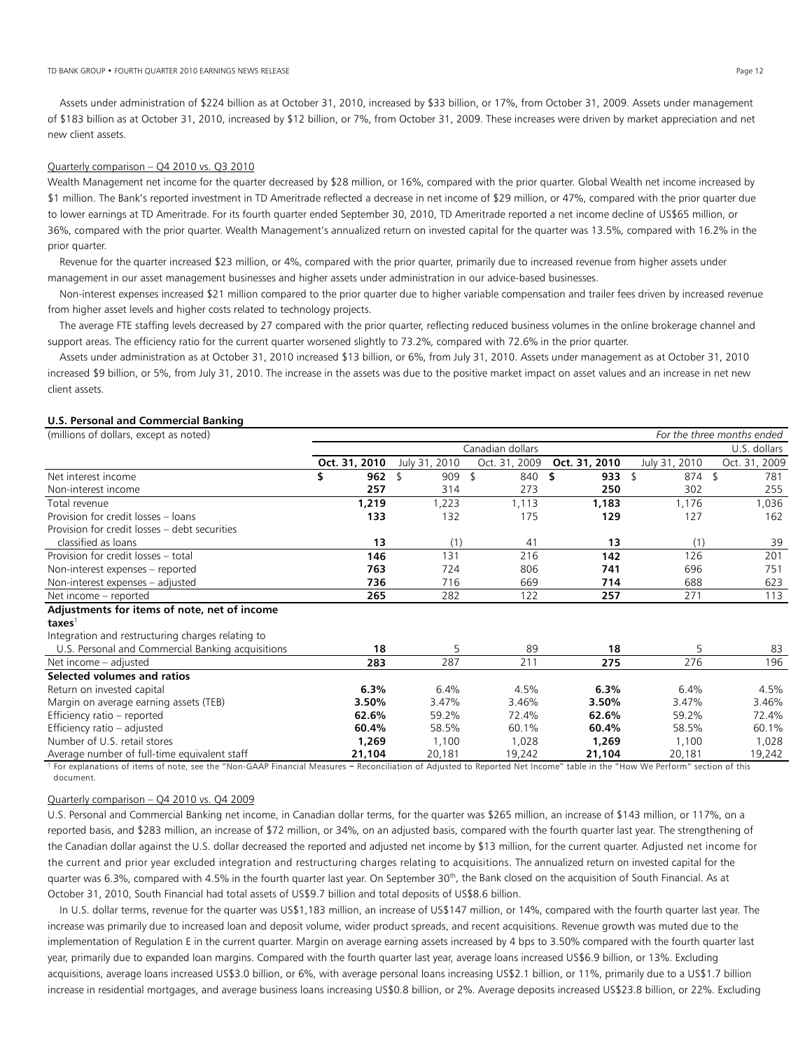Assets under administration of $224 billion as at October 31, 2010, increased by $33 billion, or 17%, from October 31, 2009. Assets under management of $183 billion as at October 31, 2010, increased by $12 billion, or 7%, from October 31, 2009. These increases were driven by market appreciation and net new client assets.

Quarterly comparison – Q4 2010 vs. Q3 2010

Wealth Management net income for the quarter decreased by $28 million, or 16%, compared with the prior quarter. Global Wealth net income increased by $1 million. The Bank's reported investment in TD Ameritrade reflected a decrease in net income of $29 million, or 47%, compared with the prior quarter due to lower earnings at TD Ameritrade. For its fourth quarter ended September 30, 2010, TD Ameritrade reported a net income decline of US$65 million, or 36%, compared with the prior quarter. Wealth Management's annualized return on invested capital for the quarter was 13.5%, compared with 16.2% in the prior quarter.

Revenue for the quarter increased $23 million, or 4%, compared with the prior quarter, primarily due to increased revenue from higher assets under management in our asset management businesses and higher assets under administration in our advice-based businesses.

Non-interest expenses increased $21 million compared to the prior quarter due to higher variable compensation and trailer fees driven by increased revenue from higher asset levels and higher costs related to technology projects.

The average FTE staffing levels decreased by 27 compared with the prior quarter, reflecting reduced business volumes in the online brokerage channel and support areas. The efficiency ratio for the current quarter worsened slightly to 73.2%, compared with 72.6% in the prior quarter.

Assets under administration as at October 31, 2010 increased $13 billion, or 6%, from July 31, 2010. Assets under management as at October 31, 2010 increased $9 billion, or 5%, from July 31, 2010. The increase in the assets was due to the positive market impact on asset values and an increase in net new client assets.

**U.S. Personal and Commercial Banking**

| (millions of dollars, except as noted) | | | | | | *For the three months ended* |
|---|---|---|---|---|---|---|
| | Canadian dollars | | | U.S. dollars | | |
| | **Oct. 31, 2010** | July 31, 2010 | Oct. 31, 2009 | **Oct. 31, 2010** | July 31, 2010 | Oct. 31, 2009 |
| Net interest income | **$ 962** | $ 909 | $ 840 | **$ 933** | $ 874 | $ 781 |
| Non-interest income | **257** | 314 | 273 | **250** | 302 | 255 |
| Total revenue | **1,219** | 1,223 | 1,113 | **1,183** | 1,176 | 1,036 |
| Provision for credit losses – loans | **133** | 132 | 175 | **129** | 127 | 162 |
| Provision for credit losses – debt securities classified as loans | **13** | (1) | 41 | **13** | (1) | 39 |
| Provision for credit losses – total | **146** | 131 | 216 | **142** | 126 | 201 |
| Non-interest expenses – reported | **763** | 724 | 806 | **741** | 696 | 751 |
| Non-interest expenses – adjusted | **736** | 716 | 669 | **714** | 688 | 623 |
| Net income – reported | **265** | 282 | 122 | **257** | 271 | 113 |
| **Adjustments for items of note, net of income taxes**[1] | | | | | | |
| Integration and restructuring charges relating to U.S. Personal and Commercial Banking acquisitions | **18** | 5 | 89 | **18** | 5 | 83 |
| Net income – adjusted | **283** | 287 | 211 | **275** | 276 | 196 |
| **Selected volumes and ratios** | | | | | | |
| Return on invested capital | **6.3%** | 6.4% | 4.5% | **6.3%** | 6.4% | 4.5% |
| Margin on average earning assets (TEB) | **3.50%** | 3.47% | 3.46% | **3.50%** | 3.47% | 3.46% |
| Efficiency ratio – reported | **62.6%** | 59.2% | 72.4% | **62.6%** | 59.2% | 72.4% |
| Efficiency ratio – adjusted | **60.4%** | 58.5% | 60.1% | **60.4%** | 58.5% | 60.1% |
| Number of U.S. retail stores | **1,269** | 1,100 | 1,028 | **1,269** | 1,100 | 1,028 |
| Average number of full-time equivalent staff | **21,104** | 20,181 | 19,242 | **21,104** | 20,181 | 19,242 |

[1] For explanations of items of note, see the "Non-GAAP Financial Measures – Reconciliation of Adjusted to Reported Net Income" table in the "How We Perform" section of this document.

Quarterly comparison – Q4 2010 vs. Q4 2009

U.S. Personal and Commercial Banking net income, in Canadian dollar terms, for the quarter was $265 million, an increase of $143 million, or 117%, on a reported basis, and $283 million, an increase of $72 million, or 34%, on an adjusted basis, compared with the fourth quarter last year. The strengthening of the Canadian dollar against the U.S. dollar decreased the reported and adjusted net income by $13 million, for the current quarter. Adjusted net income for the current and prior year excluded integration and restructuring charges relating to acquisitions. The annualized return on invested capital for the quarter was 6.3%, compared with 4.5% in the fourth quarter last year. On September 30th, the Bank closed on the acquisition of South Financial. As at October 31, 2010, South Financial had total assets of US$9.7 billion and total deposits of US$8.6 billion.

In U.S. dollar terms, revenue for the quarter was US$1,183 million, an increase of US$147 million, or 14%, compared with the fourth quarter last year. The increase was primarily due to increased loan and deposit volume, wider product spreads, and recent acquisitions. Revenue growth was muted due to the implementation of Regulation E in the current quarter. Margin on average earning assets increased by 4 bps to 3.50% compared with the fourth quarter last year, primarily due to expanded loan margins. Compared with the fourth quarter last year, average loans increased US$6.9 billion, or 13%. Excluding acquisitions, average loans increased US$3.0 billion, or 6%, with average personal loans increasing US$2.1 billion, or 11%, primarily due to a US$1.7 billion increase in residential mortgages, and average business loans increasing US$0.8 billion, or 2%. Average deposits increased US$23.8 billion, or 22%. Excluding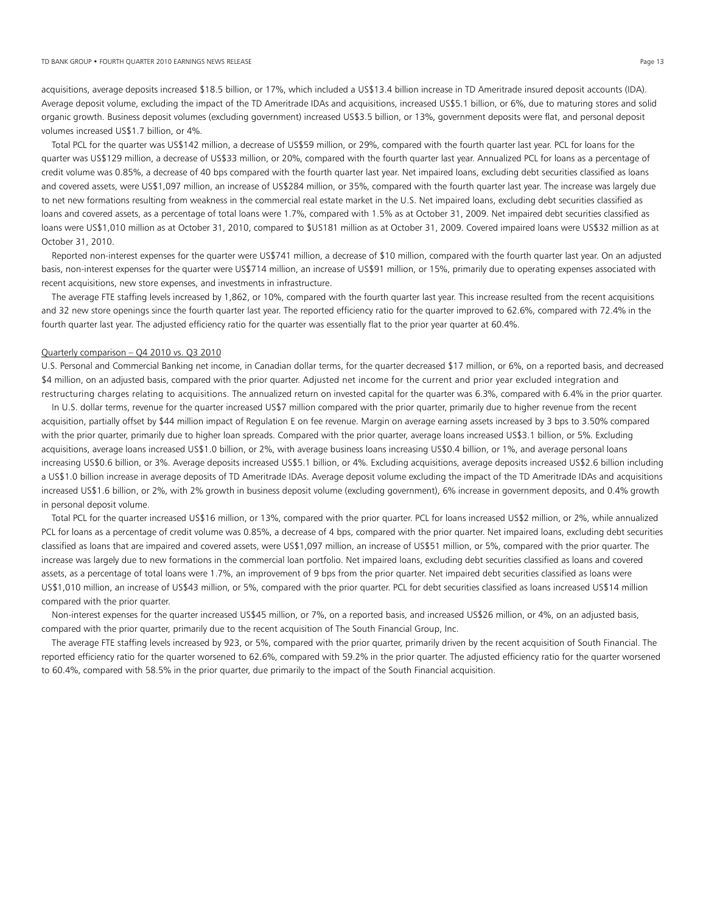acquisitions, average deposits increased $18.5 billion, or 17%, which included a US$13.4 billion increase in TD Ameritrade insured deposit accounts (IDA). Average deposit volume, excluding the impact of the TD Ameritrade IDAs and acquisitions, increased US$5.1 billion, or 6%, due to maturing stores and solid organic growth. Business deposit volumes (excluding government) increased US$3.5 billion, or 13%, government deposits were flat, and personal deposit volumes increased US$1.7 billion, or 4%.

Total PCL for the quarter was US$142 million, a decrease of US$59 million, or 29%, compared with the fourth quarter last year. PCL for loans for the quarter was US$129 million, a decrease of US$33 million, or 20%, compared with the fourth quarter last year. Annualized PCL for loans as a percentage of credit volume was 0.85%, a decrease of 40 bps compared with the fourth quarter last year. Net impaired loans, excluding debt securities classified as loans and covered assets, were US$1,097 million, an increase of US$284 million, or 35%, compared with the fourth quarter last year. The increase was largely due to net new formations resulting from weakness in the commercial real estate market in the U.S. Net impaired loans, excluding debt securities classified as loans and covered assets, as a percentage of total loans were 1.7%, compared with 1.5% as at October 31, 2009. Net impaired debt securities classified as loans were US$1,010 million as at October 31, 2010, compared to $US181 million as at October 31, 2009. Covered impaired loans were US$32 million as at October 31, 2010.

Reported non-interest expenses for the quarter were US$741 million, a decrease of $10 million, compared with the fourth quarter last year. On an adjusted basis, non-interest expenses for the quarter were US$714 million, an increase of US$91 million, or 15%, primarily due to operating expenses associated with recent acquisitions, new store expenses, and investments in infrastructure.

The average FTE staffing levels increased by 1,862, or 10%, compared with the fourth quarter last year. This increase resulted from the recent acquisitions and 32 new store openings since the fourth quarter last year. The reported efficiency ratio for the quarter improved to 62.6%, compared with 72.4% in the fourth quarter last year. The adjusted efficiency ratio for the quarter was essentially flat to the prior year quarter at 60.4%.

Quarterly comparison – Q4 2010 vs. Q3 2010

U.S. Personal and Commercial Banking net income, in Canadian dollar terms, for the quarter decreased $17 million, or 6%, on a reported basis, and decreased $4 million, on an adjusted basis, compared with the prior quarter. Adjusted net income for the current and prior year excluded integration and restructuring charges relating to acquisitions. The annualized return on invested capital for the quarter was 6.3%, compared with 6.4% in the prior quarter.

In U.S. dollar terms, revenue for the quarter increased US$7 million compared with the prior quarter, primarily due to higher revenue from the recent acquisition, partially offset by $44 million impact of Regulation E on fee revenue. Margin on average earning assets increased by 3 bps to 3.50% compared with the prior quarter, primarily due to higher loan spreads. Compared with the prior quarter, average loans increased US$3.1 billion, or 5%. Excluding acquisitions, average loans increased US$1.0 billion, or 2%, with average business loans increasing US$0.4 billion, or 1%, and average personal loans increasing US$0.6 billion, or 3%. Average deposits increased US$5.1 billion, or 4%. Excluding acquisitions, average deposits increased US$2.6 billion including a US$1.0 billion increase in average deposits of TD Ameritrade IDAs. Average deposit volume excluding the impact of the TD Ameritrade IDAs and acquisitions increased US$1.6 billion, or 2%, with 2% growth in business deposit volume (excluding government), 6% increase in government deposits, and 0.4% growth in personal deposit volume.

Total PCL for the quarter increased US$16 million, or 13%, compared with the prior quarter. PCL for loans increased US$2 million, or 2%, while annualized PCL for loans as a percentage of credit volume was 0.85%, a decrease of 4 bps, compared with the prior quarter. Net impaired loans, excluding debt securities classified as loans that are impaired and covered assets, were US$1,097 million, an increase of US$51 million, or 5%, compared with the prior quarter. The increase was largely due to new formations in the commercial loan portfolio. Net impaired loans, excluding debt securities classified as loans and covered assets, as a percentage of total loans were 1.7%, an improvement of 9 bps from the prior quarter. Net impaired debt securities classified as loans were US$1,010 million, an increase of US$43 million, or 5%, compared with the prior quarter. PCL for debt securities classified as loans increased US$14 million compared with the prior quarter.

Non-interest expenses for the quarter increased US$45 million, or 7%, on a reported basis, and increased US$26 million, or 4%, on an adjusted basis, compared with the prior quarter, primarily due to the recent acquisition of The South Financial Group, Inc.

The average FTE staffing levels increased by 923, or 5%, compared with the prior quarter, primarily driven by the recent acquisition of South Financial. The reported efficiency ratio for the quarter worsened to 62.6%, compared with 59.2% in the prior quarter. The adjusted efficiency ratio for the quarter worsened to 60.4%, compared with 58.5% in the prior quarter, due primarily to the impact of the South Financial acquisition.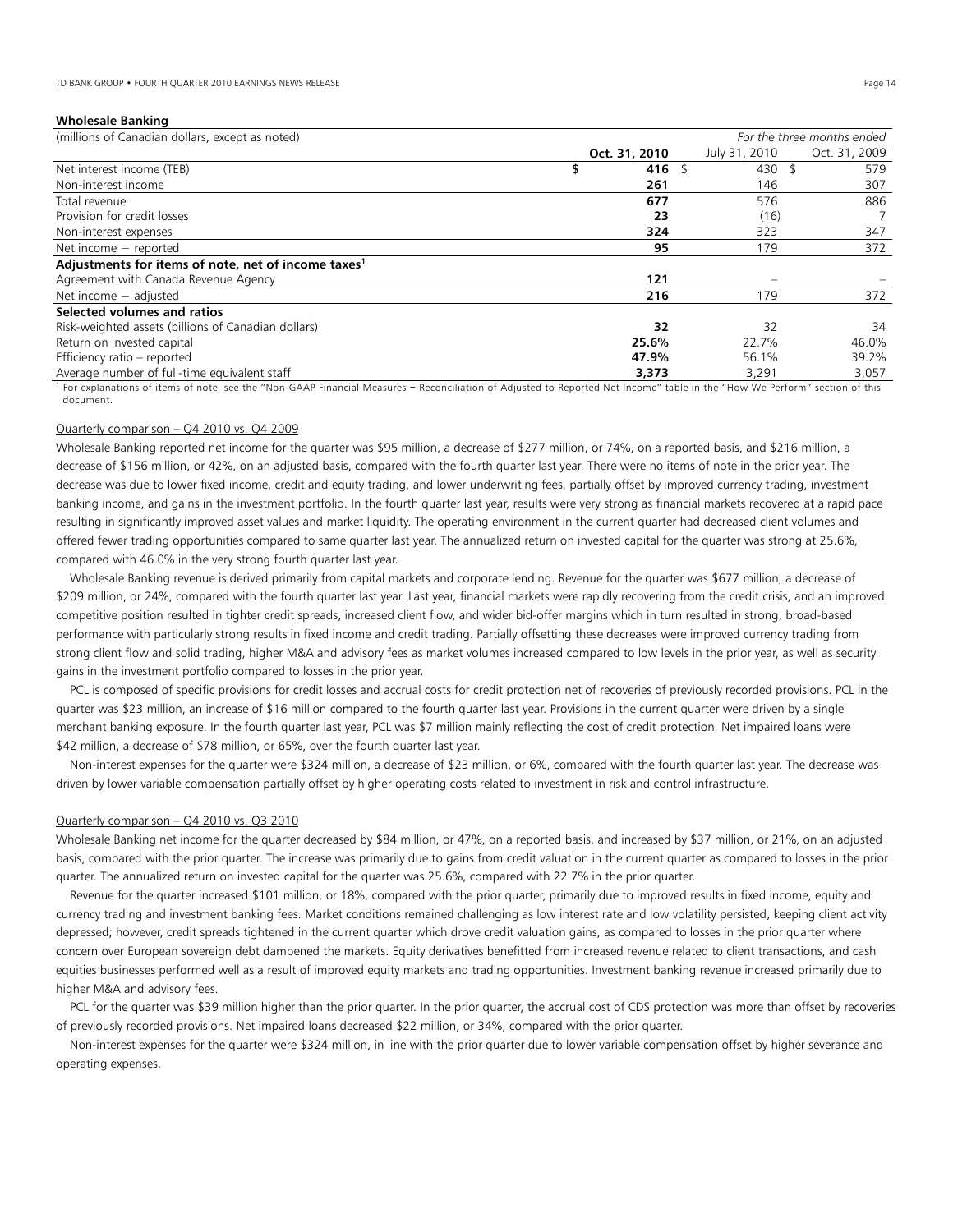**Wholesale Banking**

| (millions of Canadian dollars, except as noted) | | | *For the three months ended* |
|---|---|---|---|
| | **Oct. 31, 2010** | July 31, 2010 | Oct. 31, 2009 |
| Net interest income (TEB) | **$ 416** | $ 430 | $ 579 |
| Non-interest income | **261** | 146 | 307 |
| Total revenue | **677** | 576 | 886 |
| Provision for credit losses | **23** | (16) | 7 |
| Non-interest expenses | **324** | 323 | 347 |
| Net income – reported | **95** | 179 | 372 |
| **Adjustments for items of note, net of income taxes[1]** | | | |
| Agreement with Canada Revenue Agency | **121** | – | – |
| Net income – adjusted | **216** | 179 | 372 |
| **Selected volumes and ratios** | | | |
| Risk-weighted assets (billions of Canadian dollars) | **32** | 32 | 34 |
| Return on invested capital | **25.6%** | 22.7% | 46.0% |
| Efficiency ratio – reported | **47.9%** | 56.1% | 39.2% |
| Average number of full-time equivalent staff | **3,373** | 3,291 | 3,057 |

[1] For explanations of items of note, see the "Non-GAAP Financial Measures – Reconciliation of Adjusted to Reported Net Income" table in the "How We Perform" section of this document.

Quarterly comparison – Q4 2010 vs. Q4 2009

Wholesale Banking reported net income for the quarter was $95 million, a decrease of $277 million, or 74%, on a reported basis, and $216 million, a decrease of $156 million, or 42%, on an adjusted basis, compared with the fourth quarter last year. There were no items of note in the prior year. The decrease was due to lower fixed income, credit and equity trading, and lower underwriting fees, partially offset by improved currency trading, investment banking income, and gains in the investment portfolio. In the fourth quarter last year, results were very strong as financial markets recovered at a rapid pace resulting in significantly improved asset values and market liquidity. The operating environment in the current quarter had decreased client volumes and offered fewer trading opportunities compared to same quarter last year. The annualized return on invested capital for the quarter was strong at 25.6%, compared with 46.0% in the very strong fourth quarter last year.

Wholesale Banking revenue is derived primarily from capital markets and corporate lending. Revenue for the quarter was $677 million, a decrease of $209 million, or 24%, compared with the fourth quarter last year. Last year, financial markets were rapidly recovering from the credit crisis, and an improved competitive position resulted in tighter credit spreads, increased client flow, and wider bid-offer margins which in turn resulted in strong, broad-based performance with particularly strong results in fixed income and credit trading. Partially offsetting these decreases were improved currency trading from strong client flow and solid trading, higher M&A and advisory fees as market volumes increased compared to low levels in the prior year, as well as security gains in the investment portfolio compared to losses in the prior year.

PCL is composed of specific provisions for credit losses and accrual costs for credit protection net of recoveries of previously recorded provisions. PCL in the quarter was $23 million, an increase of $16 million compared to the fourth quarter last year. Provisions in the current quarter were driven by a single merchant banking exposure. In the fourth quarter last year, PCL was $7 million mainly reflecting the cost of credit protection. Net impaired loans were $42 million, a decrease of $78 million, or 65%, over the fourth quarter last year.

Non-interest expenses for the quarter were $324 million, a decrease of $23 million, or 6%, compared with the fourth quarter last year. The decrease was driven by lower variable compensation partially offset by higher operating costs related to investment in risk and control infrastructure.

Quarterly comparison – Q4 2010 vs. Q3 2010

Wholesale Banking net income for the quarter decreased by $84 million, or 47%, on a reported basis, and increased by $37 million, or 21%, on an adjusted basis, compared with the prior quarter. The increase was primarily due to gains from credit valuation in the current quarter as compared to losses in the prior quarter. The annualized return on invested capital for the quarter was 25.6%, compared with 22.7% in the prior quarter.

Revenue for the quarter increased $101 million, or 18%, compared with the prior quarter, primarily due to improved results in fixed income, equity and currency trading and investment banking fees. Market conditions remained challenging as low interest rate and low volatility persisted, keeping client activity depressed; however, credit spreads tightened in the current quarter which drove credit valuation gains, as compared to losses in the prior quarter where concern over European sovereign debt dampened the markets. Equity derivatives benefitted from increased revenue related to client transactions, and cash equities businesses performed well as a result of improved equity markets and trading opportunities. Investment banking revenue increased primarily due to higher M&A and advisory fees.

PCL for the quarter was $39 million higher than the prior quarter. In the prior quarter, the accrual cost of CDS protection was more than offset by recoveries of previously recorded provisions. Net impaired loans decreased $22 million, or 34%, compared with the prior quarter.

Non-interest expenses for the quarter were $324 million, in line with the prior quarter due to lower variable compensation offset by higher severance and operating expenses.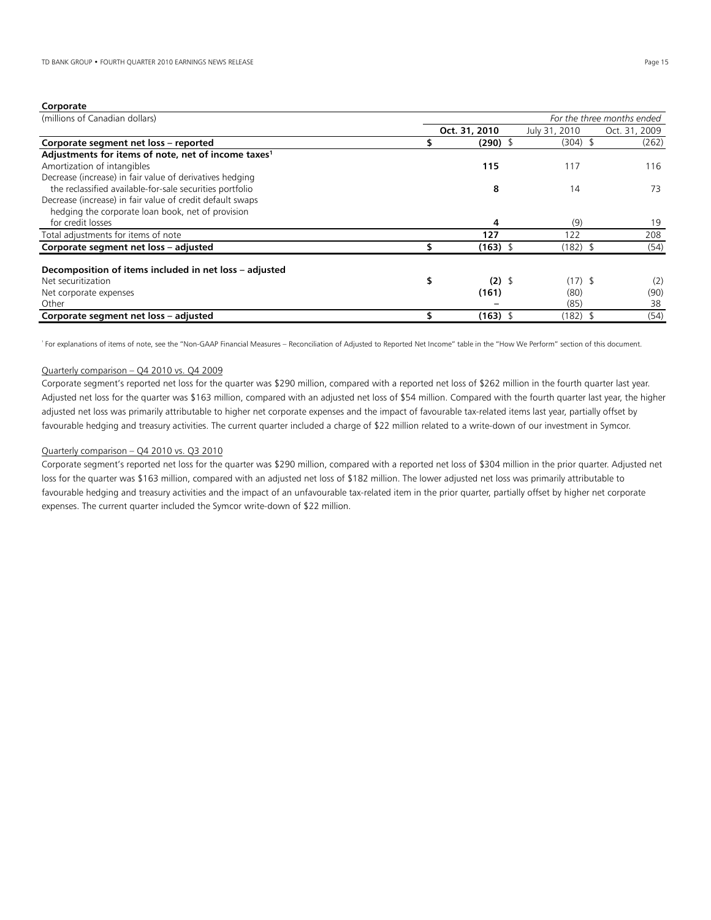**Corporate**

| (millions of Canadian dollars) | | | For the three months ended |
|---|---|---|---|
| | **Oct. 31, 2010** | July 31, 2010 | Oct. 31, 2009 |
| **Corporate segment net loss – reported** | **$ (290)** | $ (304) | $ (262) |
| **Adjustments for items of note, net of income taxes**[1] | | | |
| Amortization of intangibles | **115** | 117 | 116 |
| Decrease (increase) in fair value of derivatives hedging the reclassified available-for-sale securities portfolio | **8** | 14 | 73 |
| Decrease (increase) in fair value of credit default swaps hedging the corporate loan book, net of provision for credit losses | **4** | (9) | 19 |
| Total adjustments for items of note | **127** | 122 | 208 |
| **Corporate segment net loss – adjusted** | **$ (163)** | $ (182) | $ (54) |
| | | | |
| **Decomposition of items included in net loss – adjusted** | | | |
| Net securitization | **$ (2)** | $ (17) | $ (2) |
| Net corporate expenses | **(161)** | (80) | (90) |
| Other | **–** | (85) | 38 |
| **Corporate segment net loss – adjusted** | **$ (163)** | $ (182) | $ (54) |

[1] For explanations of items of note, see the "Non-GAAP Financial Measures – Reconciliation of Adjusted to Reported Net Income" table in the "How We Perform" section of this document.

Quarterly comparison – Q4 2010 vs. Q4 2009

Corporate segment's reported net loss for the quarter was $290 million, compared with a reported net loss of $262 million in the fourth quarter last year. Adjusted net loss for the quarter was $163 million, compared with an adjusted net loss of $54 million. Compared with the fourth quarter last year, the higher adjusted net loss was primarily attributable to higher net corporate expenses and the impact of favourable tax-related items last year, partially offset by favourable hedging and treasury activities. The current quarter included a charge of $22 million related to a write-down of our investment in Symcor.

Quarterly comparison – Q4 2010 vs. Q3 2010

Corporate segment's reported net loss for the quarter was $290 million, compared with a reported net loss of $304 million in the prior quarter. Adjusted net loss for the quarter was $163 million, compared with an adjusted net loss of $182 million. The lower adjusted net loss was primarily attributable to favourable hedging and treasury activities and the impact of an unfavourable tax-related item in the prior quarter, partially offset by higher net corporate expenses. The current quarter included the Symcor write-down of $22 million.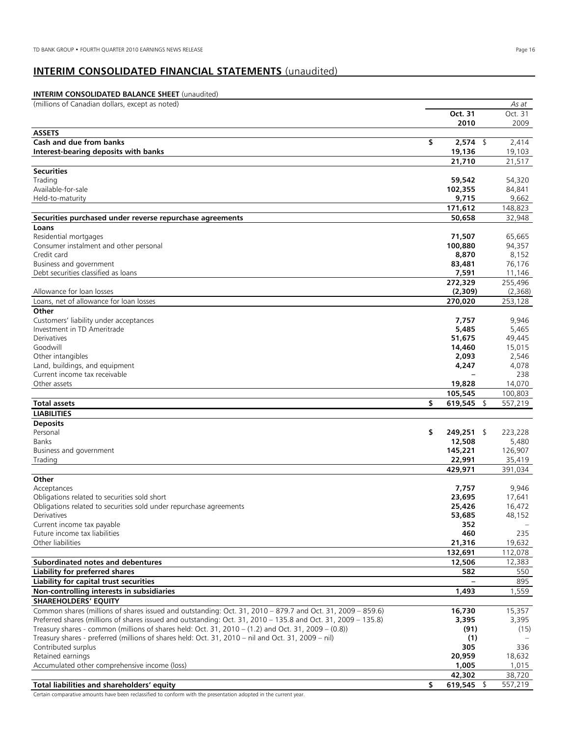# INTERIM CONSOLIDATED FINANCIAL STATEMENTS (unaudited)

**INTERIM CONSOLIDATED BALANCE SHEET** (unaudited)

| (millions of Canadian dollars, except as noted) | | *As at* |
|---|---|---|
| | **Oct. 31 2010** | Oct. 31 2009 |
| **ASSETS** | | |
| **Cash and due from banks** | **$ 2,574** | $ 2,414 |
| **Interest-bearing deposits with banks** | **19,136** | 19,103 |
| | **21,710** | 21,517 |
| **Securities** | | |
| Trading | **59,542** | 54,320 |
| Available-for-sale | **102,355** | 84,841 |
| Held-to-maturity | **9,715** | 9,662 |
| | **171,612** | 148,823 |
| **Securities purchased under reverse repurchase agreements** | **50,658** | 32,948 |
| **Loans** | | |
| Residential mortgages | **71,507** | 65,665 |
| Consumer instalment and other personal | **100,880** | 94,357 |
| Credit card | **8,870** | 8,152 |
| Business and government | **83,481** | 76,176 |
| Debt securities classified as loans | **7,591** | 11,146 |
| | **272,329** | 255,496 |
| Allowance for loan losses | **(2,309)** | (2,368) |
| Loans, net of allowance for loan losses | **270,020** | 253,128 |
| **Other** | | |
| Customers' liability under acceptances | **7,757** | 9,946 |
| Investment in TD Ameritrade | **5,485** | 5,465 |
| Derivatives | **51,675** | 49,445 |
| Goodwill | **14,460** | 15,015 |
| Other intangibles | **2,093** | 2,546 |
| Land, buildings, and equipment | **4,247** | 4,078 |
| Current income tax receivable | **–** | 238 |
| Other assets | **19,828** | 14,070 |
| | **105,545** | 100,803 |
| **Total assets** | **$ 619,545** | $ 557,219 |
| **LIABILITIES** | | |
| **Deposits** | | |
| Personal | **$ 249,251** | $ 223,228 |
| Banks | **12,508** | 5,480 |
| Business and government | **145,221** | 126,907 |
| Trading | **22,991** | 35,419 |
| | **429,971** | 391,034 |
| **Other** | | |
| Acceptances | **7,757** | 9,946 |
| Obligations related to securities sold short | **23,695** | 17,641 |
| Obligations related to securities sold under repurchase agreements | **25,426** | 16,472 |
| Derivatives | **53,685** | 48,152 |
| Current income tax payable | **352** | – |
| Future income tax liabilities | **460** | 235 |
| Other liabilities | **21,316** | 19,632 |
| | **132,691** | 112,078 |
| **Subordinated notes and debentures** | **12,506** | 12,383 |
| **Liability for preferred shares** | **582** | 550 |
| **Liability for capital trust securities** | **–** | 895 |
| **Non-controlling interests in subsidiaries** | **1,493** | 1,559 |
| **SHAREHOLDERS' EQUITY** | | |
| Common shares (millions of shares issued and outstanding: Oct. 31, 2010 – 879.7 and Oct. 31, 2009 – 859.6) | **16,730** | 15,357 |
| Preferred shares (millions of shares issued and outstanding: Oct. 31, 2010 – 135.8 and Oct. 31, 2009 – 135.8) | **3,395** | 3,395 |
| Treasury shares - common (millions of shares held: Oct. 31, 2010 – (1.2) and Oct. 31, 2009 – (0.8)) | **(91)** | (15) |
| Treasury shares - preferred (millions of shares held: Oct. 31, 2010 – nil and Oct. 31, 2009 – nil) | **(1)** | – |
| Contributed surplus | **305** | 336 |
| Retained earnings | **20,959** | 18,632 |
| Accumulated other comprehensive income (loss) | **1,005** | 1,015 |
| | **42,302** | 38,720 |
| **Total liabilities and shareholders' equity** | **$ 619,545** | $ 557,219 |

Certain comparative amounts have been reclassified to conform with the presentation adopted in the current year.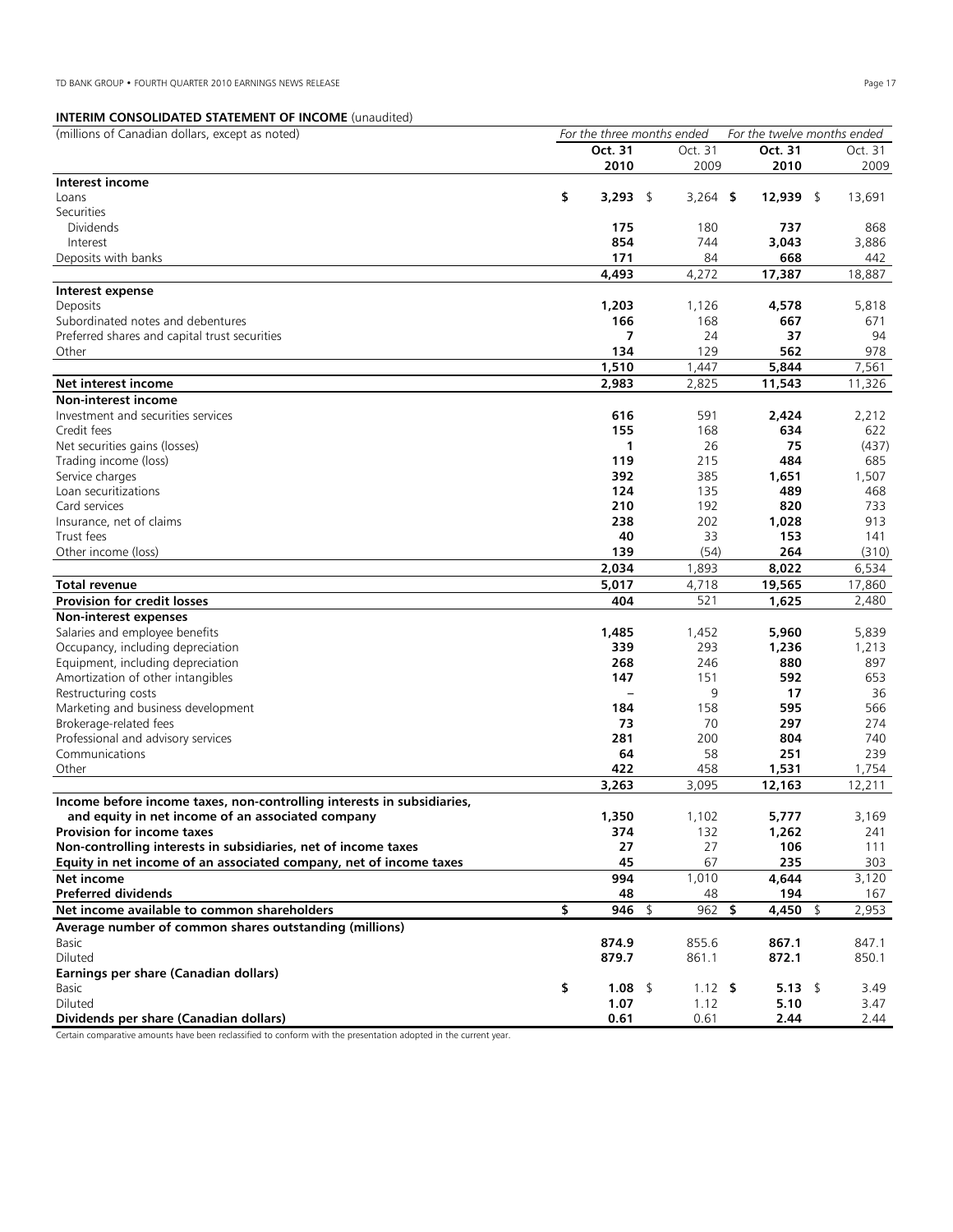**INTERIM CONSOLIDATED STATEMENT OF INCOME** (unaudited)

| (millions of Canadian dollars, except as noted) | *For the three months ended* | | *For the twelve months ended* | |
|---|---|---|---|---|
| | **Oct. 31 2010** | Oct. 31 2009 | **Oct. 31 2010** | Oct. 31 2009 |
| **Interest income** | | | | |
| Loans | **$ 3,293** | $ 3,264 | **$ 12,939** | $ 13,691 |
| Securities | | | | |
| Dividends | **175** | 180 | **737** | 868 |
| Interest | **854** | 744 | **3,043** | 3,886 |
| Deposits with banks | **171** | 84 | **668** | 442 |
| | **4,493** | 4,272 | **17,387** | 18,887 |
| **Interest expense** | | | | |
| Deposits | **1,203** | 1,126 | **4,578** | 5,818 |
| Subordinated notes and debentures | **166** | 168 | **667** | 671 |
| Preferred shares and capital trust securities | **7** | 24 | **37** | 94 |
| Other | **134** | 129 | **562** | 978 |
| | **1,510** | 1,447 | **5,844** | 7,561 |
| **Net interest income** | **2,983** | 2,825 | **11,543** | 11,326 |
| **Non-interest income** | | | | |
| Investment and securities services | **616** | 591 | **2,424** | 2,212 |
| Credit fees | **155** | 168 | **634** | 622 |
| Net securities gains (losses) | **1** | 26 | **75** | (437) |
| Trading income (loss) | **119** | 215 | **484** | 685 |
| Service charges | **392** | 385 | **1,651** | 1,507 |
| Loan securitizations | **124** | 135 | **489** | 468 |
| Card services | **210** | 192 | **820** | 733 |
| Insurance, net of claims | **238** | 202 | **1,028** | 913 |
| Trust fees | **40** | 33 | **153** | 141 |
| Other income (loss) | **139** | (54) | **264** | (310) |
| | **2,034** | 1,893 | **8,022** | 6,534 |
| **Total revenue** | **5,017** | 4,718 | **19,565** | 17,860 |
| **Provision for credit losses** | **404** | 521 | **1,625** | 2,480 |
| **Non-interest expenses** | | | | |
| Salaries and employee benefits | **1,485** | 1,452 | **5,960** | 5,839 |
| Occupancy, including depreciation | **339** | 293 | **1,236** | 1,213 |
| Equipment, including depreciation | **268** | 246 | **880** | 897 |
| Amortization of other intangibles | **147** | 151 | **592** | 653 |
| Restructuring costs | **–** | 9 | **17** | 36 |
| Marketing and business development | **184** | 158 | **595** | 566 |
| Brokerage-related fees | **73** | 70 | **297** | 274 |
| Professional and advisory services | **281** | 200 | **804** | 740 |
| Communications | **64** | 58 | **251** | 239 |
| Other | **422** | 458 | **1,531** | 1,754 |
| | **3,263** | 3,095 | **12,163** | 12,211 |
| **Income before income taxes, non-controlling interests in subsidiaries, and equity in net income of an associated company** | **1,350** | 1,102 | **5,777** | 3,169 |
| **Provision for income taxes** | **374** | 132 | **1,262** | 241 |
| **Non-controlling interests in subsidiaries, net of income taxes** | **27** | 27 | **106** | 111 |
| **Equity in net income of an associated company, net of income taxes** | **45** | 67 | **235** | 303 |
| **Net income** | **994** | 1,010 | **4,644** | 3,120 |
| **Preferred dividends** | **48** | 48 | **194** | 167 |
| **Net income available to common shareholders** | **$ 946** | $ 962 | **$ 4,450** | $ 2,953 |
| **Average number of common shares outstanding (millions)** | | | | |
| Basic | **874.9** | 855.6 | **867.1** | 847.1 |
| Diluted | **879.7** | 861.1 | **872.1** | 850.1 |
| **Earnings per share (Canadian dollars)** | | | | |
| Basic | **$ 1.08** | $ 1.12 | **$ 5.13** | $ 3.49 |
| Diluted | **1.07** | 1.12 | **5.10** | 3.47 |
| **Dividends per share (Canadian dollars)** | **0.61** | 0.61 | **2.44** | 2.44 |

Certain comparative amounts have been reclassified to conform with the presentation adopted in the current year.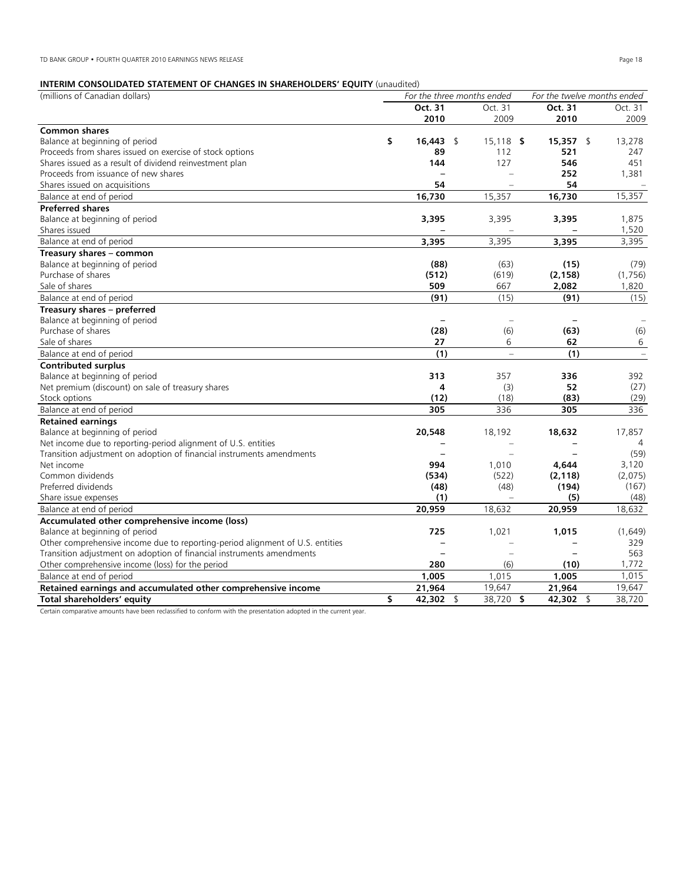## INTERIM CONSOLIDATED STATEMENT OF CHANGES IN SHAREHOLDERS' EQUITY (unaudited)

| (millions of Canadian dollars) | For the three months ended | | For the twelve months ended | |
|---|---|---|---|---|
| | **Oct. 31 2010** | Oct. 31 2009 | **Oct. 31 2010** | Oct. 31 2009 |
| **Common shares** | | | | |
| Balance at beginning of period | **$ 16,443** | $ 15,118 | **$ 15,357** | $ 13,278 |
| Proceeds from shares issued on exercise of stock options | **89** | 112 | **521** | 247 |
| Shares issued as a result of dividend reinvestment plan | **144** | 127 | **546** | 451 |
| Proceeds from issuance of new shares | **–** | – | **252** | 1,381 |
| Shares issued on acquisitions | **54** | – | **54** | – |
| Balance at end of period | **16,730** | 15,357 | **16,730** | 15,357 |
| **Preferred shares** | | | | |
| Balance at beginning of period | **3,395** | 3,395 | **3,395** | 1,875 |
| Shares issued | **–** | – | **–** | 1,520 |
| Balance at end of period | **3,395** | 3,395 | **3,395** | 3,395 |
| **Treasury shares – common** | | | | |
| Balance at beginning of period | **(88)** | (63) | **(15)** | (79) |
| Purchase of shares | **(512)** | (619) | **(2,158)** | (1,756) |
| Sale of shares | **509** | 667 | **2,082** | 1,820 |
| Balance at end of period | **(91)** | (15) | **(91)** | (15) |
| **Treasury shares – preferred** | | | | |
| Balance at beginning of period | **–** | – | **–** | – |
| Purchase of shares | **(28)** | (6) | **(63)** | (6) |
| Sale of shares | **27** | 6 | **62** | 6 |
| Balance at end of period | **(1)** | – | **(1)** | – |
| **Contributed surplus** | | | | |
| Balance at beginning of period | **313** | 357 | **336** | 392 |
| Net premium (discount) on sale of treasury shares | **4** | (3) | **52** | (27) |
| Stock options | **(12)** | (18) | **(83)** | (29) |
| Balance at end of period | **305** | 336 | **305** | 336 |
| **Retained earnings** | | | | |
| Balance at beginning of period | **20,548** | 18,192 | **18,632** | 17,857 |
| Net income due to reporting-period alignment of U.S. entities | **–** | – | **–** | 4 |
| Transition adjustment on adoption of financial instruments amendments | **–** | – | **–** | (59) |
| Net income | **994** | 1,010 | **4,644** | 3,120 |
| Common dividends | **(534)** | (522) | **(2,118)** | (2,075) |
| Preferred dividends | **(48)** | (48) | **(194)** | (167) |
| Share issue expenses | **(1)** | – | **(5)** | (48) |
| Balance at end of period | **20,959** | 18,632 | **20,959** | 18,632 |
| **Accumulated other comprehensive income (loss)** | | | | |
| Balance at beginning of period | **725** | 1,021 | **1,015** | (1,649) |
| Other comprehensive income due to reporting-period alignment of U.S. entities | **–** | – | **–** | 329 |
| Transition adjustment on adoption of financial instruments amendments | **–** | – | **–** | 563 |
| Other comprehensive income (loss) for the period | **280** | (6) | **(10)** | 1,772 |
| Balance at end of period | **1,005** | 1,015 | **1,005** | 1,015 |
| **Retained earnings and accumulated other comprehensive income** | **21,964** | 19,647 | **21,964** | 19,647 |
| **Total shareholders' equity** | **$ 42,302** | $ 38,720 | **$ 42,302** | $ 38,720 |

Certain comparative amounts have been reclassified to conform with the presentation adopted in the current year.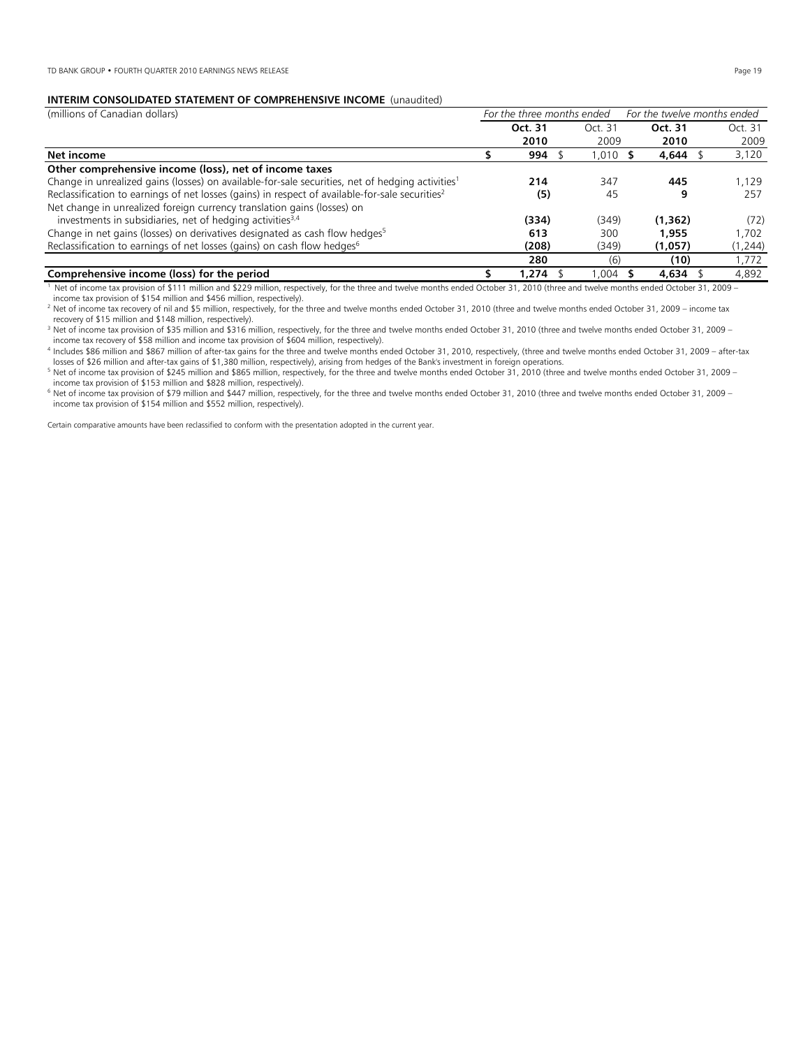**INTERIM CONSOLIDATED STATEMENT OF COMPREHENSIVE INCOME** (unaudited)

| (millions of Canadian dollars) | *For the three months ended* | | *For the twelve months ended* | |
|---|---|---|---|---|
| | **Oct. 31 2010** | Oct. 31 2009 | **Oct. 31 2010** | Oct. 31 2009 |
| **Net income** | **$ 994** | $ 1,010 | **$ 4,644** | $ 3,120 |
| **Other comprehensive income (loss), net of income taxes** | | | | |
| Change in unrealized gains (losses) on available-for-sale securities, net of hedging activities[1] | **214** | 347 | **445** | 1,129 |
| Reclassification to earnings of net losses (gains) in respect of available-for-sale securities[2] | **(5)** | 45 | **9** | 257 |
| Net change in unrealized foreign currency translation gains (losses) on investments in subsidiaries, net of hedging activities[3,4] | **(334)** | (349) | **(1,362)** | (72) |
| Change in net gains (losses) on derivatives designated as cash flow hedges[5] | **613** | 300 | **1,955** | 1,702 |
| Reclassification to earnings of net losses (gains) on cash flow hedges[6] | **(208)** | (349) | **(1,057)** | (1,244) |
| | **280** | (6) | **(10)** | 1,772 |
| **Comprehensive income (loss) for the period** | **$ 1,274** | $ 1,004 | **$ 4,634** | $ 4,892 |

[1] Net of income tax provision of $111 million and $229 million, respectively, for the three and twelve months ended October 31, 2010 (three and twelve months ended October 31, 2009 – income tax provision of $154 million and $456 million, respectively).

[2] Net of income tax recovery of nil and $5 million, respectively, for the three and twelve months ended October 31, 2010 (three and twelve months ended October 31, 2009 – income tax recovery of $15 million and $148 million, respectively).

[3] Net of income tax provision of $35 million and $316 million, respectively, for the three and twelve months ended October 31, 2010 (three and twelve months ended October 31, 2009 – income tax recovery of $58 million and income tax provision of $604 million, respectively).

[4] Includes $86 million and $867 million of after-tax gains for the three and twelve months ended October 31, 2010, respectively, (three and twelve months ended October 31, 2009 – after-tax losses of $26 million and after-tax gains of $1,380 million, respectively), arising from hedges of the Bank's investment in foreign operations.

[5] Net of income tax provision of $245 million and $865 million, respectively, for the three and twelve months ended October 31, 2010 (three and twelve months ended October 31, 2009 – income tax provision of $153 million and $828 million, respectively).

[6] Net of income tax provision of $79 million and $447 million, respectively, for the three and twelve months ended October 31, 2010 (three and twelve months ended October 31, 2009 – income tax provision of $154 million and $552 million, respectively).

Certain comparative amounts have been reclassified to conform with the presentation adopted in the current year.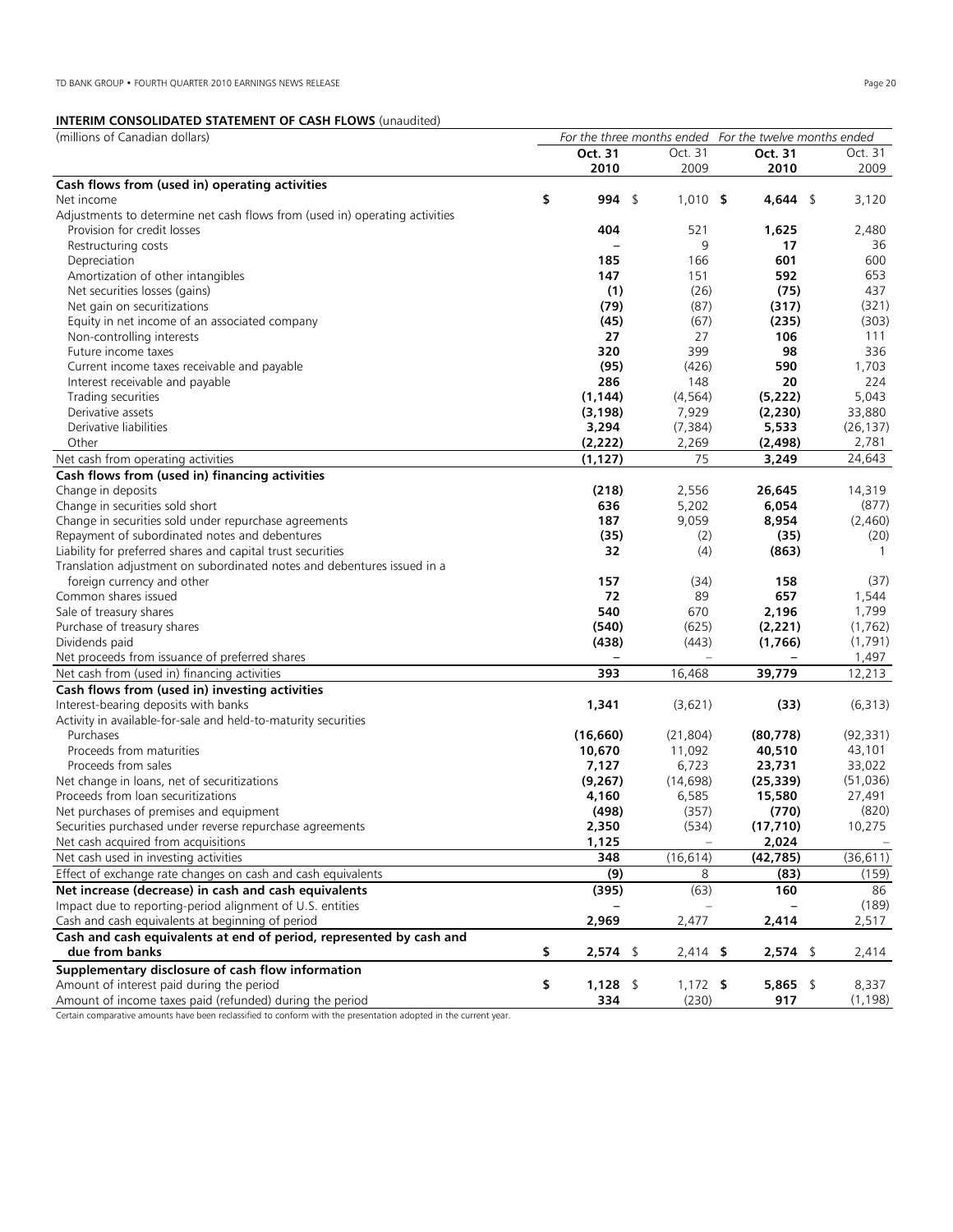## INTERIM CONSOLIDATED STATEMENT OF CASH FLOWS (unaudited)

| (millions of Canadian dollars) | *For the three months ended* | | *For the twelve months ended* | |
|---|---|---|---|---|
| | **Oct. 31 2010** | Oct. 31 2009 | **Oct. 31 2010** | Oct. 31 2009 |
| **Cash flows from (used in) operating activities** | | | | |
| Net income | **$ 994** | $ 1,010 | **$ 4,644** | $ 3,120 |
| Adjustments to determine net cash flows from (used in) operating activities | | | | |
| Provision for credit losses | **404** | 521 | **1,625** | 2,480 |
| Restructuring costs | **–** | 9 | **17** | 36 |
| Depreciation | **185** | 166 | **601** | 600 |
| Amortization of other intangibles | **147** | 151 | **592** | 653 |
| Net securities losses (gains) | **(1)** | (26) | **(75)** | 437 |
| Net gain on securitizations | **(79)** | (87) | **(317)** | (321) |
| Equity in net income of an associated company | **(45)** | (67) | **(235)** | (303) |
| Non-controlling interests | **27** | 27 | **106** | 111 |
| Future income taxes | **320** | 399 | **98** | 336 |
| Current income taxes receivable and payable | **(95)** | (426) | **590** | 1,703 |
| Interest receivable and payable | **286** | 148 | **20** | 224 |
| Trading securities | **(1,144)** | (4,564) | **(5,222)** | 5,043 |
| Derivative assets | **(3,198)** | 7,929 | **(2,230)** | 33,880 |
| Derivative liabilities | **3,294** | (7,384) | **5,533** | (26,137) |
| Other | **(2,222)** | 2,269 | **(2,498)** | 2,781 |
| Net cash from operating activities | **(1,127)** | 75 | **3,249** | 24,643 |
| **Cash flows from (used in) financing activities** | | | | |
| Change in deposits | **(218)** | 2,556 | **26,645** | 14,319 |
| Change in securities sold short | **636** | 5,202 | **6,054** | (877) |
| Change in securities sold under repurchase agreements | **187** | 9,059 | **8,954** | (2,460) |
| Repayment of subordinated notes and debentures | **(35)** | (2) | **(35)** | (20) |
| Liability for preferred shares and capital trust securities | **32** | (4) | **(863)** | 1 |
| Translation adjustment on subordinated notes and debentures issued in a foreign currency and other | **157** | (34) | **158** | (37) |
| Common shares issued | **72** | 89 | **657** | 1,544 |
| Sale of treasury shares | **540** | 670 | **2,196** | 1,799 |
| Purchase of treasury shares | **(540)** | (625) | **(2,221)** | (1,762) |
| Dividends paid | **(438)** | (443) | **(1,766)** | (1,791) |
| Net proceeds from issuance of preferred shares | **–** | – | **–** | 1,497 |
| Net cash from (used in) financing activities | **393** | 16,468 | **39,779** | 12,213 |
| **Cash flows from (used in) investing activities** | | | | |
| Interest-bearing deposits with banks | **1,341** | (3,621) | **(33)** | (6,313) |
| Activity in available-for-sale and held-to-maturity securities | | | | |
| Purchases | **(16,660)** | (21,804) | **(80,778)** | (92,331) |
| Proceeds from maturities | **10,670** | 11,092 | **40,510** | 43,101 |
| Proceeds from sales | **7,127** | 6,723 | **23,731** | 33,022 |
| Net change in loans, net of securitizations | **(9,267)** | (14,698) | **(25,339)** | (51,036) |
| Proceeds from loan securitizations | **4,160** | 6,585 | **15,580** | 27,491 |
| Net purchases of premises and equipment | **(498)** | (357) | **(770)** | (820) |
| Securities purchased under reverse repurchase agreements | **2,350** | (534) | **(17,710)** | 10,275 |
| Net cash acquired from acquisitions | **1,125** | – | **2,024** | – |
| Net cash used in investing activities | **348** | (16,614) | **(42,785)** | (36,611) |
| Effect of exchange rate changes on cash and cash equivalents | **(9)** | 8 | **(83)** | (159) |
| **Net increase (decrease) in cash and cash equivalents** | **(395)** | (63) | **160** | 86 |
| Impact due to reporting-period alignment of U.S. entities | **–** | – | **–** | (189) |
| Cash and cash equivalents at beginning of period | **2,969** | 2,477 | **2,414** | 2,517 |
| **Cash and cash equivalents at end of period, represented by cash and due from banks** | **$ 2,574** | $ 2,414 | **$ 2,574** | $ 2,414 |
| **Supplementary disclosure of cash flow information** | | | | |
| Amount of interest paid during the period | **$ 1,128** | $ 1,172 | **$ 5,865** | $ 8,337 |
| Amount of income taxes paid (refunded) during the period | **334** | (230) | **917** | (1,198) |

Certain comparative amounts have been reclassified to conform with the presentation adopted in the current year.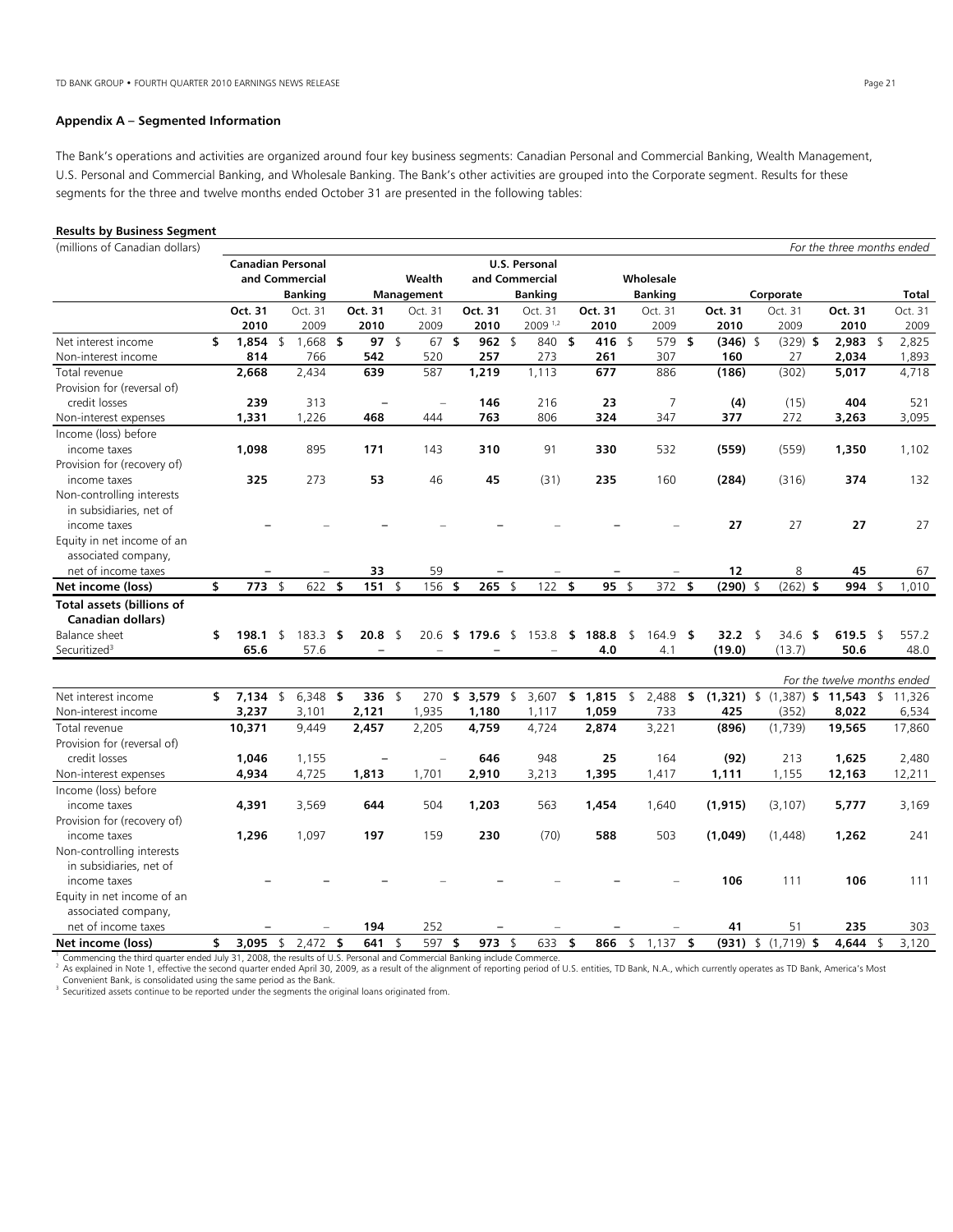## Appendix A – Segmented Information

The Bank's operations and activities are organized around four key business segments: Canadian Personal and Commercial Banking, Wealth Management, U.S. Personal and Commercial Banking, and Wholesale Banking. The Bank's other activities are grouped into the Corporate segment. Results for these segments for the three and twelve months ended October 31 are presented in the following tables:

**Results by Business Segment**

(millions of Canadian dollars) *For the three months ended*

| | Canadian Personal and Commercial Banking | | Wealth Management | | U.S. Personal and Commercial Banking | | Wholesale Banking | | Corporate | | Total | |
|---|---|---|---|---|---|---|---|---|---|---|---|---|
| | **Oct. 31 2010** | Oct. 31 2009 | **Oct. 31 2010** | Oct. 31 2009 | **Oct. 31 2010** | Oct. 31 2009 [1,2] | **Oct. 31 2010** | Oct. 31 2009 | **Oct. 31 2010** | Oct. 31 2009 | **Oct. 31 2010** | Oct. 31 2009 |
| Net interest income | **$ 1,854** | $ 1,668 | **$ 97** | $ 67 | **$ 962** | $ 840 | **$ 416** | $ 579 | **$ (346)** | $ (329) | **$ 2,983** | $ 2,825 |
| Non-interest income | **814** | 766 | **542** | 520 | **257** | 273 | **261** | 307 | **160** | 27 | **2,034** | 1,893 |
| Total revenue | **2,668** | 2,434 | **639** | 587 | **1,219** | 1,113 | **677** | 886 | **(186)** | (302) | **5,017** | 4,718 |
| Provision for (reversal of) credit losses | **239** | 313 | **–** | – | **146** | 216 | **23** | 7 | **(4)** | (15) | **404** | 521 |
| Non-interest expenses | **1,331** | 1,226 | **468** | 444 | **763** | 806 | **324** | 347 | **377** | 272 | **3,263** | 3,095 |
| Income (loss) before income taxes | **1,098** | 895 | **171** | 143 | **310** | 91 | **330** | 532 | **(559)** | (559) | **1,350** | 1,102 |
| Provision for (recovery of) income taxes | **325** | 273 | **53** | 46 | **45** | (31) | **235** | 160 | **(284)** | (316) | **374** | 132 |
| Non-controlling interests in subsidiaries, net of income taxes | **–** | – | **–** | – | **–** | – | **–** | – | **27** | 27 | **27** | 27 |
| Equity in net income of an associated company, net of income taxes | **–** | – | **33** | 59 | **–** | – | **–** | – | **12** | 8 | **45** | 67 |
| **Net income (loss)** | **$ 773** | $ 622 | **$ 151** | $ 156 | **$ 265** | $ 122 | **$ 95** | $ 372 | **$ (290)** | $ (262) | **$ 994** | $ 1,010 |
| **Total assets (billions of Canadian dollars)** | | | | | | | | | | | | |
| Balance sheet | **$ 198.1** | $ 183.3 | **$ 20.8** | $ 20.6 | **$ 179.6** | $ 153.8 | **$ 188.8** | $ 164.9 | **$ 32.2** | $ 34.6 | **$ 619.5** | $ 557.2 |
| Securitized[3] | **65.6** | 57.6 | **–** | – | **–** | – | **4.0** | 4.1 | **(19.0)** | (13.7) | **50.6** | 48.0 |

*For the twelve months ended*

| | Canadian Personal and Commercial Banking | | Wealth Management | | U.S. Personal and Commercial Banking | | Wholesale Banking | | Corporate | | Total | |
|---|---|---|---|---|---|---|---|---|---|---|---|---|
| | **Oct. 31 2010** | Oct. 31 2009 | **Oct. 31 2010** | Oct. 31 2009 | **Oct. 31 2010** | Oct. 31 2009 [1,2] | **Oct. 31 2010** | Oct. 31 2009 | **Oct. 31 2010** | Oct. 31 2009 | **Oct. 31 2010** | Oct. 31 2009 |
| Net interest income | **$ 7,134** | $ 6,348 | **$ 336** | $ 270 | **$ 3,579** | $ 3,607 | **$ 1,815** | $ 2,488 | **$ (1,321)** | $ (1,387) | **$ 11,543** | $ 11,326 |
| Non-interest income | **3,237** | 3,101 | **2,121** | 1,935 | **1,180** | 1,117 | **1,059** | 733 | **425** | (352) | **8,022** | 6,534 |
| Total revenue | **10,371** | 9,449 | **2,457** | 2,205 | **4,759** | 4,724 | **2,874** | 3,221 | **(896)** | (1,739) | **19,565** | 17,860 |
| Provision for (reversal of) credit losses | **1,046** | 1,155 | **–** | – | **646** | 948 | **25** | 164 | **(92)** | 213 | **1,625** | 2,480 |
| Non-interest expenses | **4,934** | 4,725 | **1,813** | 1,701 | **2,910** | 3,213 | **1,395** | 1,417 | **1,111** | 1,155 | **12,163** | 12,211 |
| Income (loss) before income taxes | **4,391** | 3,569 | **644** | 504 | **1,203** | 563 | **1,454** | 1,640 | **(1,915)** | (3,107) | **5,777** | 3,169 |
| Provision for (recovery of) income taxes | **1,296** | 1,097 | **197** | 159 | **230** | (70) | **588** | 503 | **(1,049)** | (1,448) | **1,262** | 241 |
| Non-controlling interests in subsidiaries, net of income taxes | **–** | – | **–** | – | **–** | – | **–** | – | **106** | 111 | **106** | 111 |
| Equity in net income of an associated company, net of income taxes | **–** | – | **194** | 252 | **–** | – | **–** | – | **41** | 51 | **235** | 303 |
| **Net income (loss)** | **$ 3,095** | $ 2,472 | **$ 641** | $ 597 | **$ 973** | $ 633 | **$ 866** | $ 1,137 | **$ (931)** | $ (1,719) | **$ 4,644** | $ 3,120 |

[1] Commencing the third quarter ended July 31, 2008, the results of U.S. Personal and Commercial Banking include Commerce.
[2] As explained in Note 1, effective the second quarter ended April 30, 2009, as a result of the alignment of reporting period of U.S. entities, TD Bank, N.A., which currently operates as TD Bank, America's Most Convenient Bank, is consolidated using the same period as the Bank.
[3] Securitized assets continue to be reported under the segments the original loans originated from.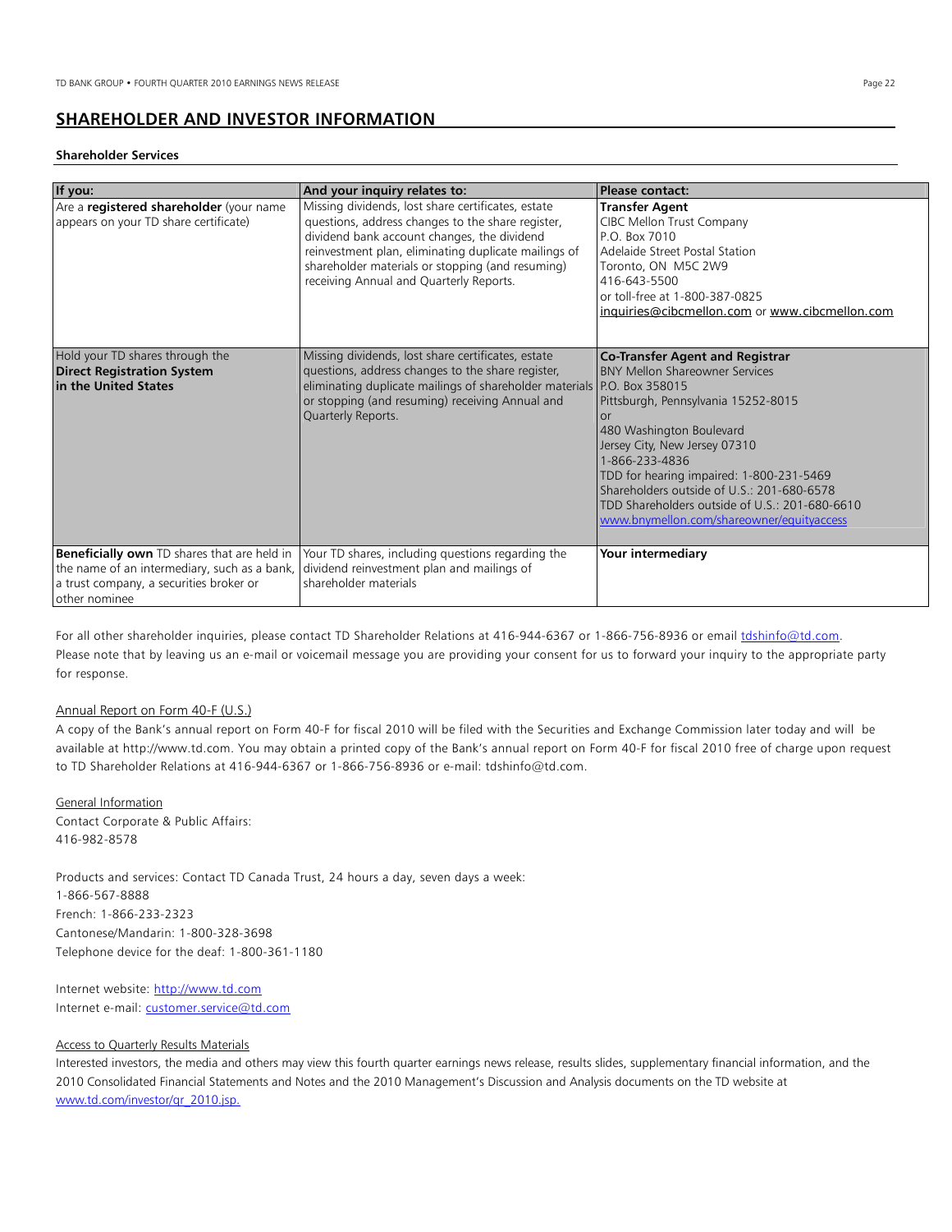## SHAREHOLDER AND INVESTOR INFORMATION

### Shareholder Services

| If you: | And your inquiry relates to: | Please contact: |
|---|---|---|
| Are a **registered shareholder** (your name appears on your TD share certificate) | Missing dividends, lost share certificates, estate questions, address changes to the share register, dividend bank account changes, the dividend reinvestment plan, eliminating duplicate mailings of shareholder materials or stopping (and resuming) receiving Annual and Quarterly Reports. | **Transfer Agent**<br>CIBC Mellon Trust Company<br>P.O. Box 7010<br>Adelaide Street Postal Station<br>Toronto, ON M5C 2W9<br>416-643-5500<br>or toll-free at 1-800-387-0825<br>inquiries@cibcmellon.com or www.cibcmellon.com |
| Hold your TD shares through the **Direct Registration System in the United States** | Missing dividends, lost share certificates, estate questions, address changes to the share register, eliminating duplicate mailings of shareholder materials or stopping (and resuming) receiving Annual and Quarterly Reports. | **Co-Transfer Agent and Registrar**<br>BNY Mellon Shareowner Services<br>P.O. Box 358015<br>Pittsburgh, Pennsylvania 15252-8015<br>or<br>480 Washington Boulevard<br>Jersey City, New Jersey 07310<br>1-866-233-4836<br>TDD for hearing impaired: 1-800-231-5469<br>Shareholders outside of U.S.: 201-680-6578<br>TDD Shareholders outside of U.S.: 201-680-6610<br>www.bnymellon.com/shareowner/equityaccess |
| **Beneficially own** TD shares that are held in the name of an intermediary, such as a bank, a trust company, a securities broker or other nominee | Your TD shares, including questions regarding the dividend reinvestment plan and mailings of shareholder materials | **Your intermediary** |

For all other shareholder inquiries, please contact TD Shareholder Relations at 416-944-6367 or 1-866-756-8936 or email tdshinfo@td.com. Please note that by leaving us an e-mail or voicemail message you are providing your consent for us to forward your inquiry to the appropriate party for response.

Annual Report on Form 40-F (U.S.)

A copy of the Bank's annual report on Form 40-F for fiscal 2010 will be filed with the Securities and Exchange Commission later today and will be available at http://www.td.com. You may obtain a printed copy of the Bank's annual report on Form 40-F for fiscal 2010 free of charge upon request to TD Shareholder Relations at 416-944-6367 or 1-866-756-8936 or e-mail: tdshinfo@td.com.

General Information

Contact Corporate & Public Affairs:
416-982-8578

Products and services: Contact TD Canada Trust, 24 hours a day, seven days a week:
1-866-567-8888
French: 1-866-233-2323
Cantonese/Mandarin: 1-800-328-3698
Telephone device for the deaf: 1-800-361-1180

Internet website: http://www.td.com
Internet e-mail: customer.service@td.com

Access to Quarterly Results Materials

Interested investors, the media and others may view this fourth quarter earnings news release, results slides, supplementary financial information, and the 2010 Consolidated Financial Statements and Notes and the 2010 Management's Discussion and Analysis documents on the TD website at www.td.com/investor/qr_2010.jsp.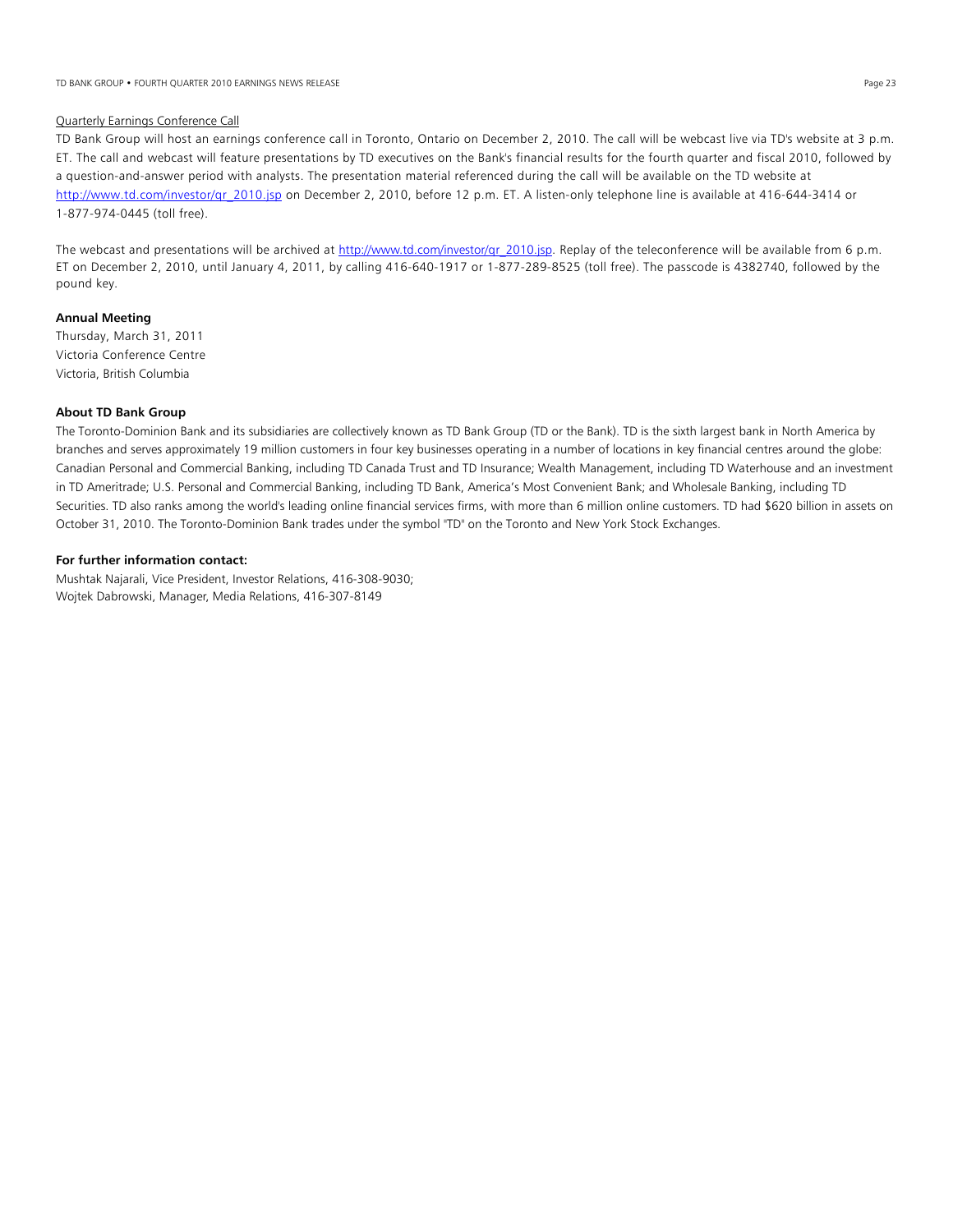Quarterly Earnings Conference Call

TD Bank Group will host an earnings conference call in Toronto, Ontario on December 2, 2010. The call will be webcast live via TD's website at 3 p.m. ET. The call and webcast will feature presentations by TD executives on the Bank's financial results for the fourth quarter and fiscal 2010, followed by a question-and-answer period with analysts. The presentation material referenced during the call will be available on the TD website at http://www.td.com/investor/qr_2010.jsp on December 2, 2010, before 12 p.m. ET. A listen-only telephone line is available at 416-644-3414 or 1-877-974-0445 (toll free).

The webcast and presentations will be archived at http://www.td.com/investor/qr_2010.jsp. Replay of the teleconference will be available from 6 p.m. ET on December 2, 2010, until January 4, 2011, by calling 416-640-1917 or 1-877-289-8525 (toll free). The passcode is 4382740, followed by the pound key.

**Annual Meeting**

Thursday, March 31, 2011
Victoria Conference Centre
Victoria, British Columbia

**About TD Bank Group**

The Toronto-Dominion Bank and its subsidiaries are collectively known as TD Bank Group (TD or the Bank). TD is the sixth largest bank in North America by branches and serves approximately 19 million customers in four key businesses operating in a number of locations in key financial centres around the globe: Canadian Personal and Commercial Banking, including TD Canada Trust and TD Insurance; Wealth Management, including TD Waterhouse and an investment in TD Ameritrade; U.S. Personal and Commercial Banking, including TD Bank, America's Most Convenient Bank; and Wholesale Banking, including TD Securities. TD also ranks among the world's leading online financial services firms, with more than 6 million online customers. TD had $620 billion in assets on October 31, 2010. The Toronto-Dominion Bank trades under the symbol "TD" on the Toronto and New York Stock Exchanges.

**For further information contact:**

Mushtak Najarali, Vice President, Investor Relations, 416-308-9030;
Wojtek Dabrowski, Manager, Media Relations, 416-307-8149